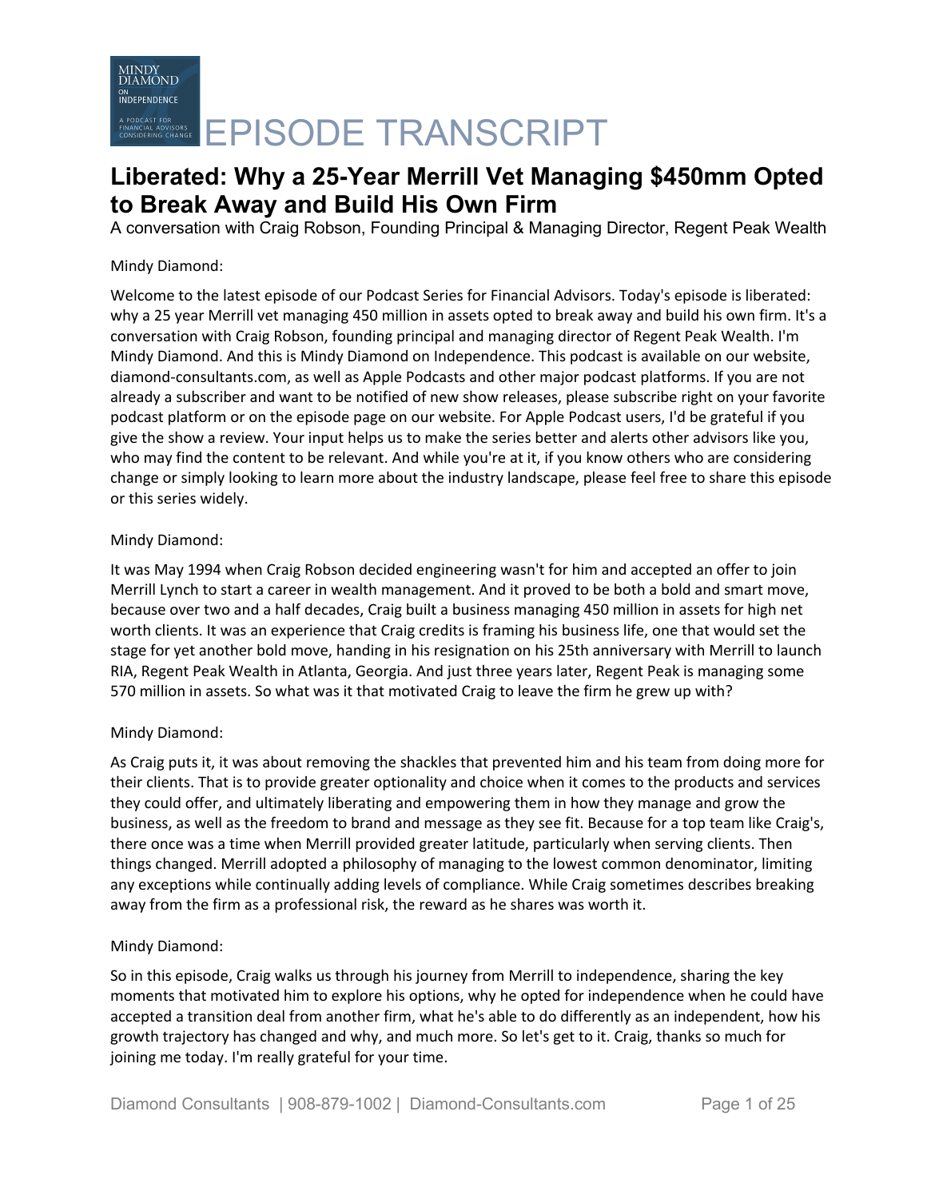# EPISODE TRANSCRIPT

## Liberated: Why a 25-Year Merrill Vet Managing $450mm Opted to Break Away and Build His Own Firm

A conversation with Craig Robson, Founding Principal & Managing Director, Regent Peak Wealth

Mindy Diamond:

Welcome to the latest episode of our Podcast Series for Financial Advisors. Today's episode is liberated: why a 25 year Merrill vet managing 450 million in assets opted to break away and build his own firm. It's a conversation with Craig Robson, founding principal and managing director of Regent Peak Wealth. I'm Mindy Diamond. And this is Mindy Diamond on Independence. This podcast is available on our website, diamond-consultants.com, as well as Apple Podcasts and other major podcast platforms. If you are not already a subscriber and want to be notified of new show releases, please subscribe right on your favorite podcast platform or on the episode page on our website. For Apple Podcast users, I'd be grateful if you give the show a review. Your input helps us to make the series better and alerts other advisors like you, who may find the content to be relevant. And while you're at it, if you know others who are considering change or simply looking to learn more about the industry landscape, please feel free to share this episode or this series widely.

Mindy Diamond:

It was May 1994 when Craig Robson decided engineering wasn't for him and accepted an offer to join Merrill Lynch to start a career in wealth management. And it proved to be both a bold and smart move, because over two and a half decades, Craig built a business managing 450 million in assets for high net worth clients. It was an experience that Craig credits is framing his business life, one that would set the stage for yet another bold move, handing in his resignation on his 25th anniversary with Merrill to launch RIA, Regent Peak Wealth in Atlanta, Georgia. And just three years later, Regent Peak is managing some 570 million in assets. So what was it that motivated Craig to leave the firm he grew up with?

Mindy Diamond:

As Craig puts it, it was about removing the shackles that prevented him and his team from doing more for their clients. That is to provide greater optionality and choice when it comes to the products and services they could offer, and ultimately liberating and empowering them in how they manage and grow the business, as well as the freedom to brand and message as they see fit. Because for a top team like Craig's, there once was a time when Merrill provided greater latitude, particularly when serving clients. Then things changed. Merrill adopted a philosophy of managing to the lowest common denominator, limiting any exceptions while continually adding levels of compliance. While Craig sometimes describes breaking away from the firm as a professional risk, the reward as he shares was worth it.

Mindy Diamond:

So in this episode, Craig walks us through his journey from Merrill to independence, sharing the key moments that motivated him to explore his options, why he opted for independence when he could have accepted a transition deal from another firm, what he's able to do differently as an independent, how his growth trajectory has changed and why, and much more. So let's get to it. Craig, thanks so much for joining me today. I'm really grateful for your time.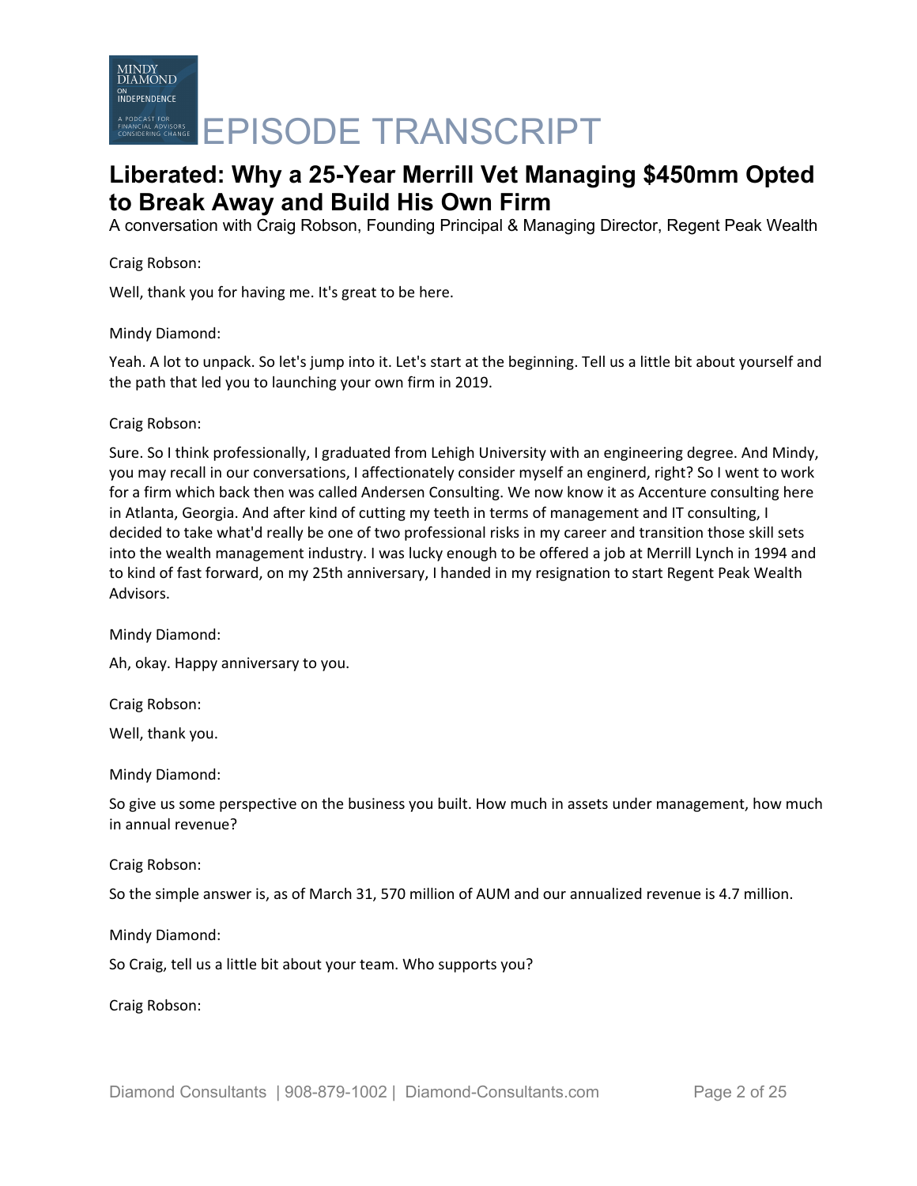# EPISODE TRANSCRIPT

## Liberated: Why a 25-Year Merrill Vet Managing $450mm Opted to Break Away and Build His Own Firm

A conversation with Craig Robson, Founding Principal & Managing Director, Regent Peak Wealth

Craig Robson:

Well, thank you for having me. It's great to be here.

Mindy Diamond:

Yeah. A lot to unpack. So let's jump into it. Let's start at the beginning. Tell us a little bit about yourself and the path that led you to launching your own firm in 2019.

Craig Robson:

Sure. So I think professionally, I graduated from Lehigh University with an engineering degree. And Mindy, you may recall in our conversations, I affectionately consider myself an enginerd, right? So I went to work for a firm which back then was called Andersen Consulting. We now know it as Accenture consulting here in Atlanta, Georgia. And after kind of cutting my teeth in terms of management and IT consulting, I decided to take what'd really be one of two professional risks in my career and transition those skill sets into the wealth management industry. I was lucky enough to be offered a job at Merrill Lynch in 1994 and to kind of fast forward, on my 25th anniversary, I handed in my resignation to start Regent Peak Wealth Advisors.

Mindy Diamond:

Ah, okay. Happy anniversary to you.

Craig Robson:

Well, thank you.

Mindy Diamond:

So give us some perspective on the business you built. How much in assets under management, how much in annual revenue?

Craig Robson:

So the simple answer is, as of March 31, 570 million of AUM and our annualized revenue is 4.7 million.

Mindy Diamond:

So Craig, tell us a little bit about your team. Who supports you?

Craig Robson: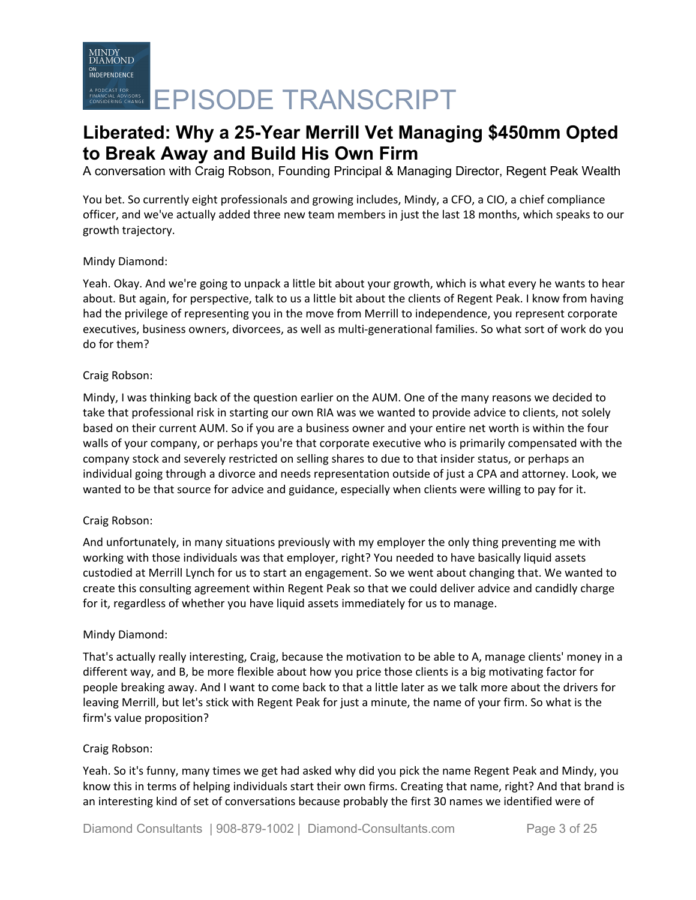You bet. So currently eight professionals and growing includes, Mindy, a CFO, a CIO, a chief compliance officer, and we've actually added three new team members in just the last 18 months, which speaks to our growth trajectory.

Mindy Diamond:

Yeah. Okay. And we're going to unpack a little bit about your growth, which is what every he wants to hear about. But again, for perspective, talk to us a little bit about the clients of Regent Peak. I know from having had the privilege of representing you in the move from Merrill to independence, you represent corporate executives, business owners, divorcees, as well as multi-generational families. So what sort of work do you do for them?

Craig Robson:

Mindy, I was thinking back of the question earlier on the AUM. One of the many reasons we decided to take that professional risk in starting our own RIA was we wanted to provide advice to clients, not solely based on their current AUM. So if you are a business owner and your entire net worth is within the four walls of your company, or perhaps you're that corporate executive who is primarily compensated with the company stock and severely restricted on selling shares to due to that insider status, or perhaps an individual going through a divorce and needs representation outside of just a CPA and attorney. Look, we wanted to be that source for advice and guidance, especially when clients were willing to pay for it.

Craig Robson:

And unfortunately, in many situations previously with my employer the only thing preventing me with working with those individuals was that employer, right? You needed to have basically liquid assets custodied at Merrill Lynch for us to start an engagement. So we went about changing that. We wanted to create this consulting agreement within Regent Peak so that we could deliver advice and candidly charge for it, regardless of whether you have liquid assets immediately for us to manage.

Mindy Diamond:

That's actually really interesting, Craig, because the motivation to be able to A, manage clients' money in a different way, and B, be more flexible about how you price those clients is a big motivating factor for people breaking away. And I want to come back to that a little later as we talk more about the drivers for leaving Merrill, but let's stick with Regent Peak for just a minute, the name of your firm. So what is the firm's value proposition?

Craig Robson:

Yeah. So it's funny, many times we get had asked why did you pick the name Regent Peak and Mindy, you know this in terms of helping individuals start their own firms. Creating that name, right? And that brand is an interesting kind of set of conversations because probably the first 30 names we identified were of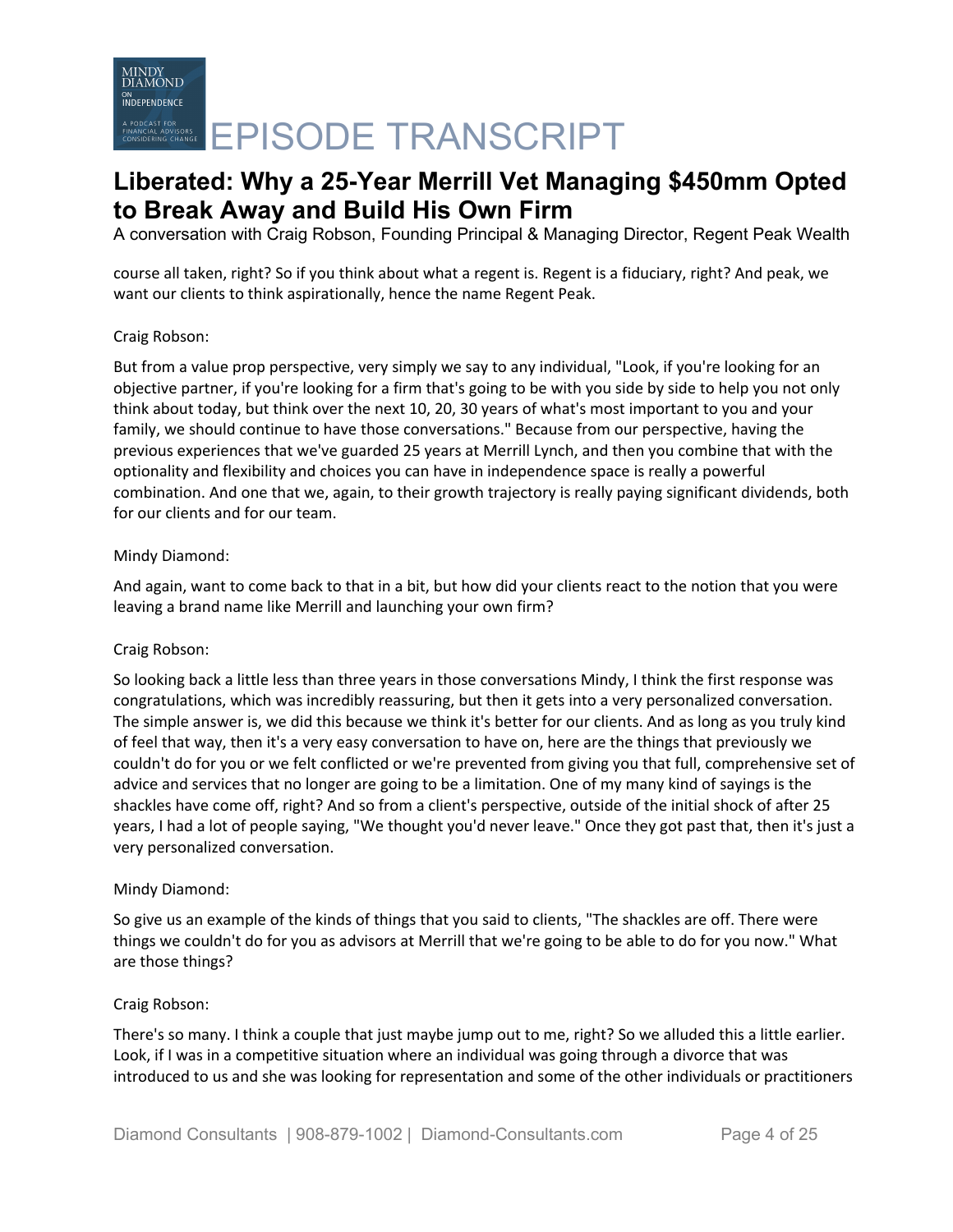course all taken, right? So if you think about what a regent is. Regent is a fiduciary, right? And peak, we want our clients to think aspirationally, hence the name Regent Peak.

Craig Robson:

But from a value prop perspective, very simply we say to any individual, "Look, if you're looking for an objective partner, if you're looking for a firm that's going to be with you side by side to help you not only think about today, but think over the next 10, 20, 30 years of what's most important to you and your family, we should continue to have those conversations." Because from our perspective, having the previous experiences that we've guarded 25 years at Merrill Lynch, and then you combine that with the optionality and flexibility and choices you can have in independence space is really a powerful combination. And one that we, again, to their growth trajectory is really paying significant dividends, both for our clients and for our team.

Mindy Diamond:

And again, want to come back to that in a bit, but how did your clients react to the notion that you were leaving a brand name like Merrill and launching your own firm?

Craig Robson:

So looking back a little less than three years in those conversations Mindy, I think the first response was congratulations, which was incredibly reassuring, but then it gets into a very personalized conversation. The simple answer is, we did this because we think it's better for our clients. And as long as you truly kind of feel that way, then it's a very easy conversation to have on, here are the things that previously we couldn't do for you or we felt conflicted or we're prevented from giving you that full, comprehensive set of advice and services that no longer are going to be a limitation. One of my many kind of sayings is the shackles have come off, right? And so from a client's perspective, outside of the initial shock of after 25 years, I had a lot of people saying, "We thought you'd never leave." Once they got past that, then it's just a very personalized conversation.

Mindy Diamond:

So give us an example of the kinds of things that you said to clients, "The shackles are off. There were things we couldn't do for you as advisors at Merrill that we're going to be able to do for you now." What are those things?

Craig Robson:

There's so many. I think a couple that just maybe jump out to me, right? So we alluded this a little earlier. Look, if I was in a competitive situation where an individual was going through a divorce that was introduced to us and she was looking for representation and some of the other individuals or practitioners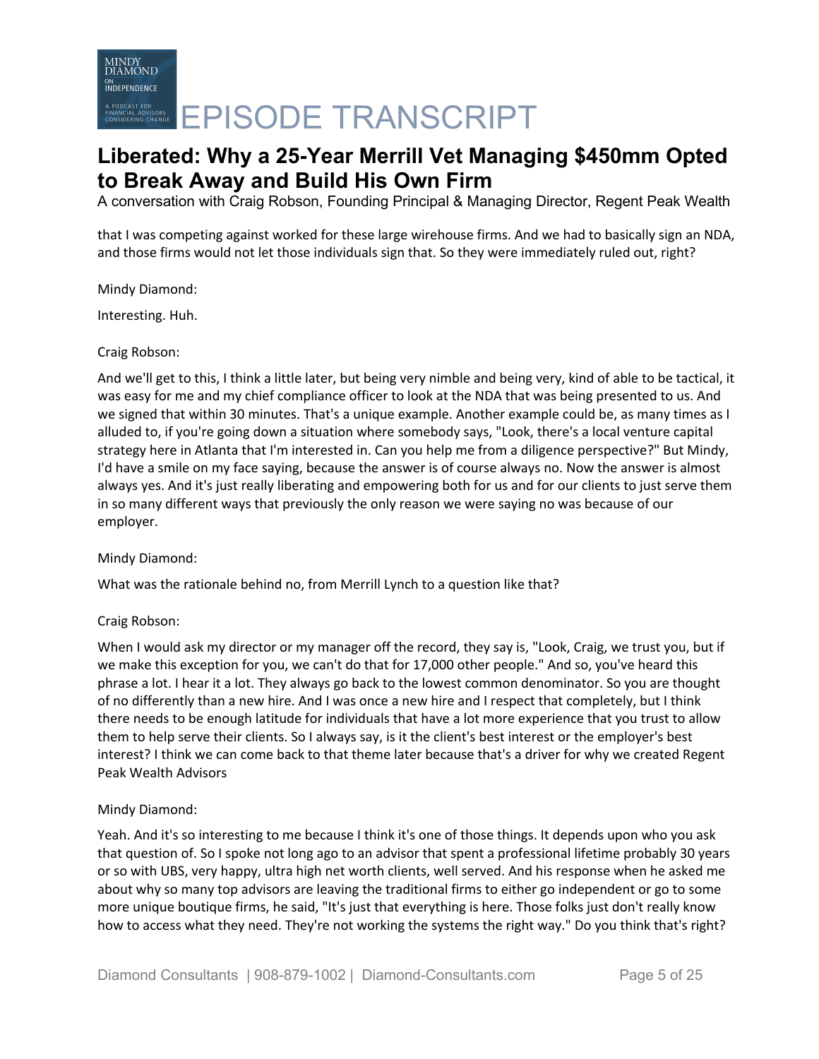that I was competing against worked for these large wirehouse firms. And we had to basically sign an NDA, and those firms would not let those individuals sign that. So they were immediately ruled out, right?

Mindy Diamond:

Interesting. Huh.

Craig Robson:

And we'll get to this, I think a little later, but being very nimble and being very, kind of able to be tactical, it was easy for me and my chief compliance officer to look at the NDA that was being presented to us. And we signed that within 30 minutes. That's a unique example. Another example could be, as many times as I alluded to, if you're going down a situation where somebody says, "Look, there's a local venture capital strategy here in Atlanta that I'm interested in. Can you help me from a diligence perspective?" But Mindy, I'd have a smile on my face saying, because the answer is of course always no. Now the answer is almost always yes. And it's just really liberating and empowering both for us and for our clients to just serve them in so many different ways that previously the only reason we were saying no was because of our employer.

Mindy Diamond:

What was the rationale behind no, from Merrill Lynch to a question like that?

Craig Robson:

When I would ask my director or my manager off the record, they say is, "Look, Craig, we trust you, but if we make this exception for you, we can't do that for 17,000 other people." And so, you've heard this phrase a lot. I hear it a lot. They always go back to the lowest common denominator. So you are thought of no differently than a new hire. And I was once a new hire and I respect that completely, but I think there needs to be enough latitude for individuals that have a lot more experience that you trust to allow them to help serve their clients. So I always say, is it the client's best interest or the employer's best interest? I think we can come back to that theme later because that's a driver for why we created Regent Peak Wealth Advisors

Mindy Diamond:

Yeah. And it's so interesting to me because I think it's one of those things. It depends upon who you ask that question of. So I spoke not long ago to an advisor that spent a professional lifetime probably 30 years or so with UBS, very happy, ultra high net worth clients, well served. And his response when he asked me about why so many top advisors are leaving the traditional firms to either go independent or go to some more unique boutique firms, he said, "It's just that everything is here. Those folks just don't really know how to access what they need. They're not working the systems the right way." Do you think that's right?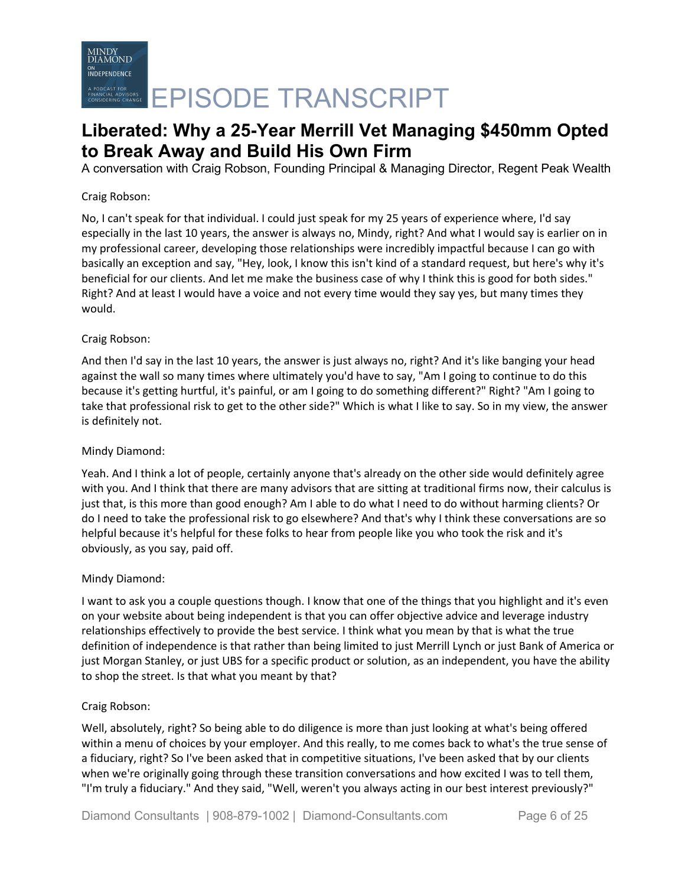Craig Robson:

No, I can't speak for that individual. I could just speak for my 25 years of experience where, I'd say especially in the last 10 years, the answer is always no, Mindy, right? And what I would say is earlier on in my professional career, developing those relationships were incredibly impactful because I can go with basically an exception and say, "Hey, look, I know this isn't kind of a standard request, but here's why it's beneficial for our clients. And let me make the business case of why I think this is good for both sides." Right? And at least I would have a voice and not every time would they say yes, but many times they would.

Craig Robson:

And then I'd say in the last 10 years, the answer is just always no, right? And it's like banging your head against the wall so many times where ultimately you'd have to say, "Am I going to continue to do this because it's getting hurtful, it's painful, or am I going to do something different?" Right? "Am I going to take that professional risk to get to the other side?" Which is what I like to say. So in my view, the answer is definitely not.

Mindy Diamond:

Yeah. And I think a lot of people, certainly anyone that's already on the other side would definitely agree with you. And I think that there are many advisors that are sitting at traditional firms now, their calculus is just that, is this more than good enough? Am I able to do what I need to do without harming clients? Or do I need to take the professional risk to go elsewhere? And that's why I think these conversations are so helpful because it's helpful for these folks to hear from people like you who took the risk and it's obviously, as you say, paid off.

Mindy Diamond:

I want to ask you a couple questions though. I know that one of the things that you highlight and it's even on your website about being independent is that you can offer objective advice and leverage industry relationships effectively to provide the best service. I think what you mean by that is what the true definition of independence is that rather than being limited to just Merrill Lynch or just Bank of America or just Morgan Stanley, or just UBS for a specific product or solution, as an independent, you have the ability to shop the street. Is that what you meant by that?

Craig Robson:

Well, absolutely, right? So being able to do diligence is more than just looking at what's being offered within a menu of choices by your employer. And this really, to me comes back to what's the true sense of a fiduciary, right? So I've been asked that in competitive situations, I've been asked that by our clients when we're originally going through these transition conversations and how excited I was to tell them, "I'm truly a fiduciary." And they said, "Well, weren't you always acting in our best interest previously?"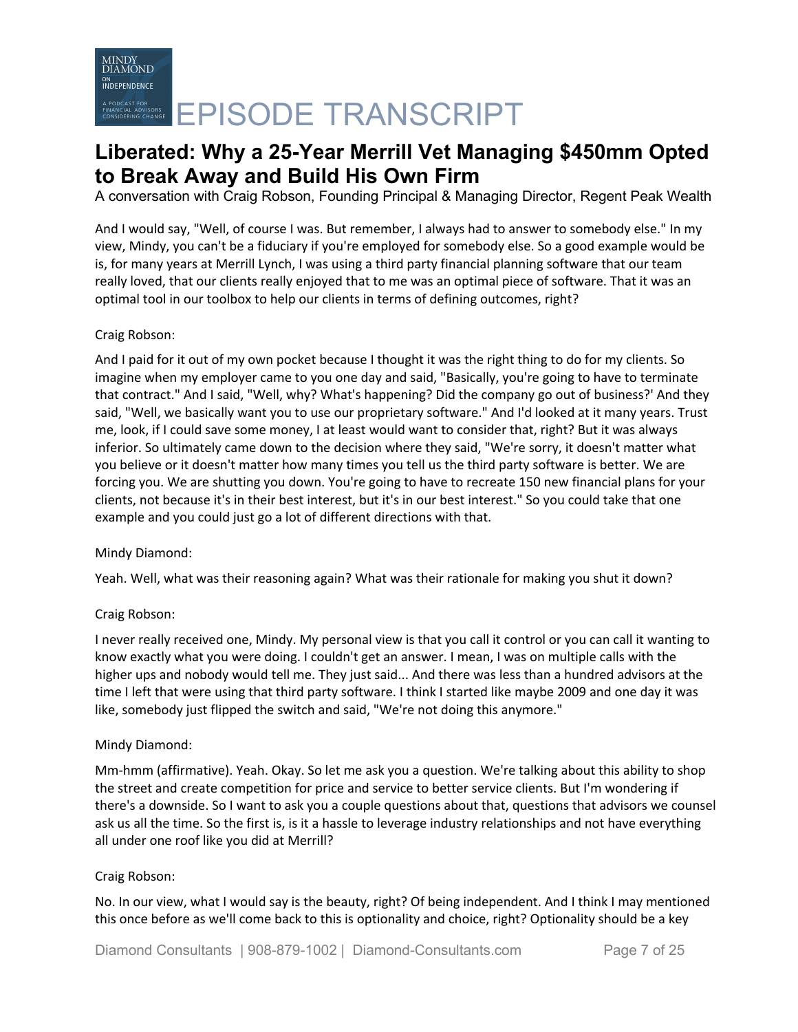And I would say, "Well, of course I was. But remember, I always had to answer to somebody else." In my view, Mindy, you can't be a fiduciary if you're employed for somebody else. So a good example would be is, for many years at Merrill Lynch, I was using a third party financial planning software that our team really loved, that our clients really enjoyed that to me was an optimal piece of software. That it was an optimal tool in our toolbox to help our clients in terms of defining outcomes, right?

Craig Robson:

And I paid for it out of my own pocket because I thought it was the right thing to do for my clients. So imagine when my employer came to you one day and said, "Basically, you're going to have to terminate that contract." And I said, "Well, why? What's happening? Did the company go out of business?' And they said, "Well, we basically want you to use our proprietary software." And I'd looked at it many years. Trust me, look, if I could save some money, I at least would want to consider that, right? But it was always inferior. So ultimately came down to the decision where they said, "We're sorry, it doesn't matter what you believe or it doesn't matter how many times you tell us the third party software is better. We are forcing you. We are shutting you down. You're going to have to recreate 150 new financial plans for your clients, not because it's in their best interest, but it's in our best interest." So you could take that one example and you could just go a lot of different directions with that.

Mindy Diamond:

Yeah. Well, what was their reasoning again? What was their rationale for making you shut it down?

Craig Robson:

I never really received one, Mindy. My personal view is that you call it control or you can call it wanting to know exactly what you were doing. I couldn't get an answer. I mean, I was on multiple calls with the higher ups and nobody would tell me. They just said... And there was less than a hundred advisors at the time I left that were using that third party software. I think I started like maybe 2009 and one day it was like, somebody just flipped the switch and said, "We're not doing this anymore."

Mindy Diamond:

Mm-hmm (affirmative). Yeah. Okay. So let me ask you a question. We're talking about this ability to shop the street and create competition for price and service to better service clients. But I'm wondering if there's a downside. So I want to ask you a couple questions about that, questions that advisors we counsel ask us all the time. So the first is, is it a hassle to leverage industry relationships and not have everything all under one roof like you did at Merrill?

Craig Robson:

No. In our view, what I would say is the beauty, right? Of being independent. And I think I may mentioned this once before as we'll come back to this is optionality and choice, right? Optionality should be a key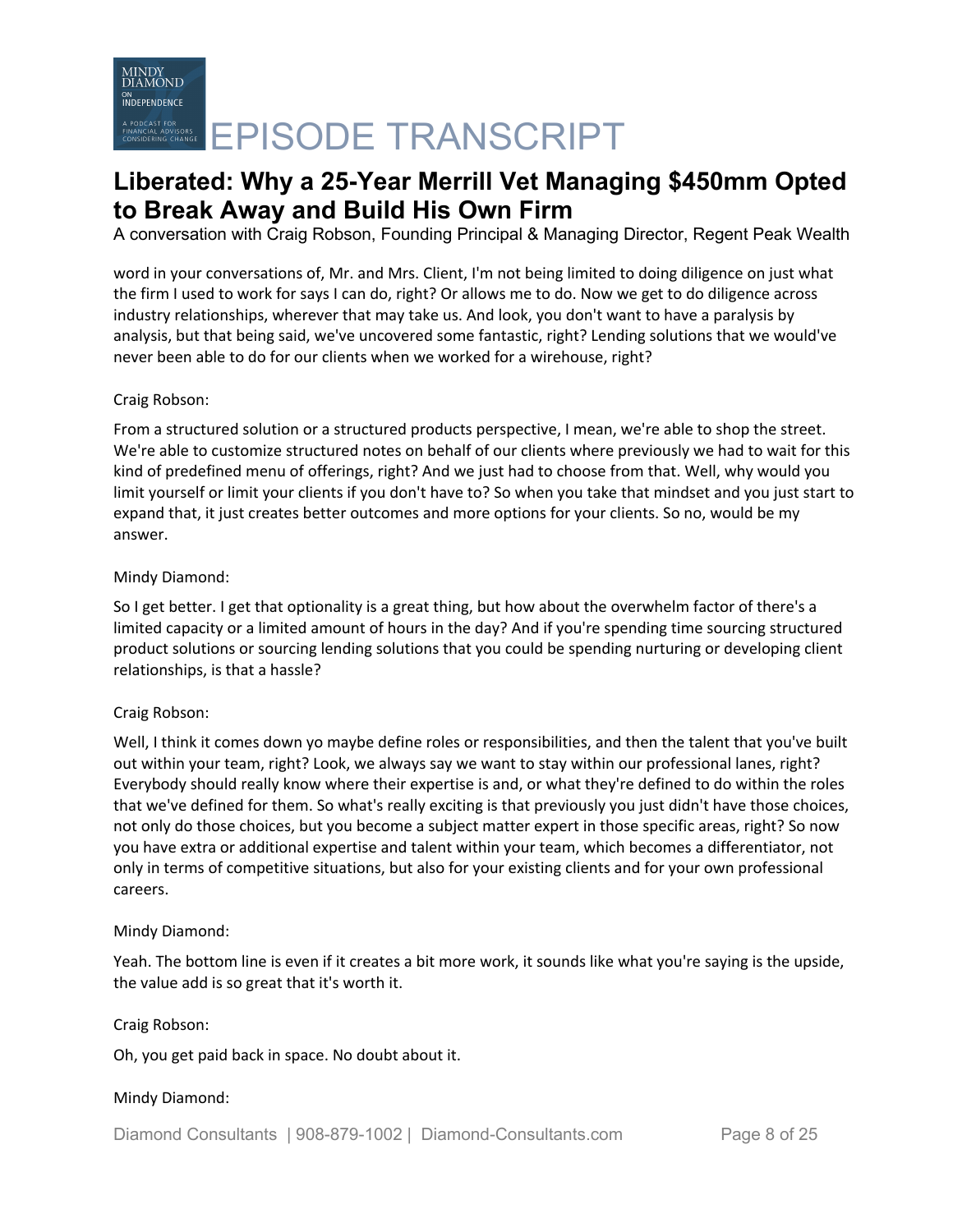word in your conversations of, Mr. and Mrs. Client, I'm not being limited to doing diligence on just what the firm I used to work for says I can do, right? Or allows me to do. Now we get to do diligence across industry relationships, wherever that may take us. And look, you don't want to have a paralysis by analysis, but that being said, we've uncovered some fantastic, right? Lending solutions that we would've never been able to do for our clients when we worked for a wirehouse, right?

Craig Robson:

From a structured solution or a structured products perspective, I mean, we're able to shop the street. We're able to customize structured notes on behalf of our clients where previously we had to wait for this kind of predefined menu of offerings, right? And we just had to choose from that. Well, why would you limit yourself or limit your clients if you don't have to? So when you take that mindset and you just start to expand that, it just creates better outcomes and more options for your clients. So no, would be my answer.

Mindy Diamond:

So I get better. I get that optionality is a great thing, but how about the overwhelm factor of there's a limited capacity or a limited amount of hours in the day? And if you're spending time sourcing structured product solutions or sourcing lending solutions that you could be spending nurturing or developing client relationships, is that a hassle?

Craig Robson:

Well, I think it comes down yo maybe define roles or responsibilities, and then the talent that you've built out within your team, right? Look, we always say we want to stay within our professional lanes, right? Everybody should really know where their expertise is and, or what they're defined to do within the roles that we've defined for them. So what's really exciting is that previously you just didn't have those choices, not only do those choices, but you become a subject matter expert in those specific areas, right? So now you have extra or additional expertise and talent within your team, which becomes a differentiator, not only in terms of competitive situations, but also for your existing clients and for your own professional careers.

Mindy Diamond:

Yeah. The bottom line is even if it creates a bit more work, it sounds like what you're saying is the upside, the value add is so great that it's worth it.

Craig Robson:

Oh, you get paid back in space. No doubt about it.

Mindy Diamond: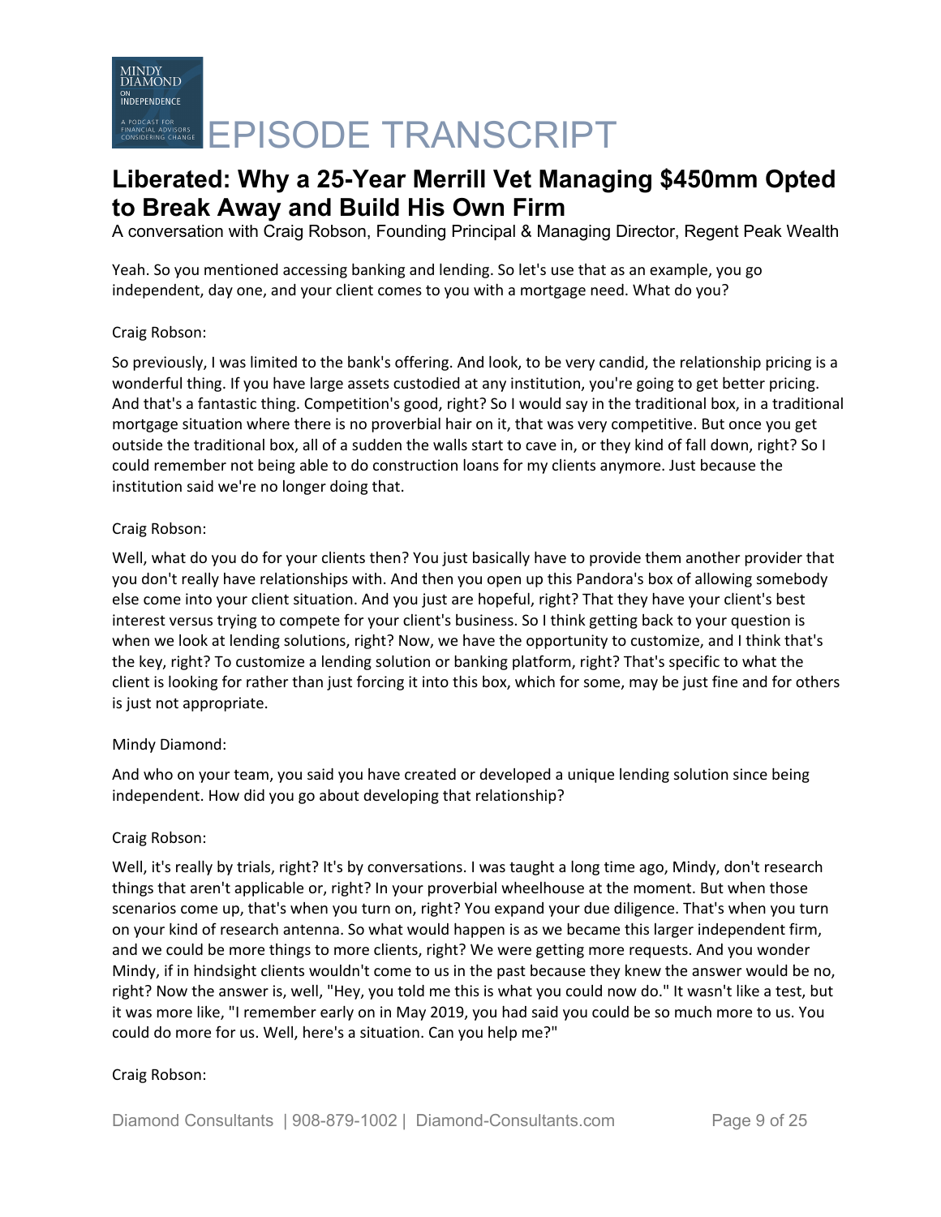Yeah. So you mentioned accessing banking and lending. So let's use that as an example, you go independent, day one, and your client comes to you with a mortgage need. What do you?

Craig Robson:

So previously, I was limited to the bank's offering. And look, to be very candid, the relationship pricing is a wonderful thing. If you have large assets custodied at any institution, you're going to get better pricing. And that's a fantastic thing. Competition's good, right? So I would say in the traditional box, in a traditional mortgage situation where there is no proverbial hair on it, that was very competitive. But once you get outside the traditional box, all of a sudden the walls start to cave in, or they kind of fall down, right? So I could remember not being able to do construction loans for my clients anymore. Just because the institution said we're no longer doing that.

Craig Robson:

Well, what do you do for your clients then? You just basically have to provide them another provider that you don't really have relationships with. And then you open up this Pandora's box of allowing somebody else come into your client situation. And you just are hopeful, right? That they have your client's best interest versus trying to compete for your client's business. So I think getting back to your question is when we look at lending solutions, right? Now, we have the opportunity to customize, and I think that's the key, right? To customize a lending solution or banking platform, right? That's specific to what the client is looking for rather than just forcing it into this box, which for some, may be just fine and for others is just not appropriate.

Mindy Diamond:

And who on your team, you said you have created or developed a unique lending solution since being independent. How did you go about developing that relationship?

Craig Robson:

Well, it's really by trials, right? It's by conversations. I was taught a long time ago, Mindy, don't research things that aren't applicable or, right? In your proverbial wheelhouse at the moment. But when those scenarios come up, that's when you turn on, right? You expand your due diligence. That's when you turn on your kind of research antenna. So what would happen is as we became this larger independent firm, and we could be more things to more clients, right? We were getting more requests. And you wonder Mindy, if in hindsight clients wouldn't come to us in the past because they knew the answer would be no, right? Now the answer is, well, "Hey, you told me this is what you could now do." It wasn't like a test, but it was more like, "I remember early on in May 2019, you had said you could be so much more to us. You could do more for us. Well, here's a situation. Can you help me?"

Craig Robson: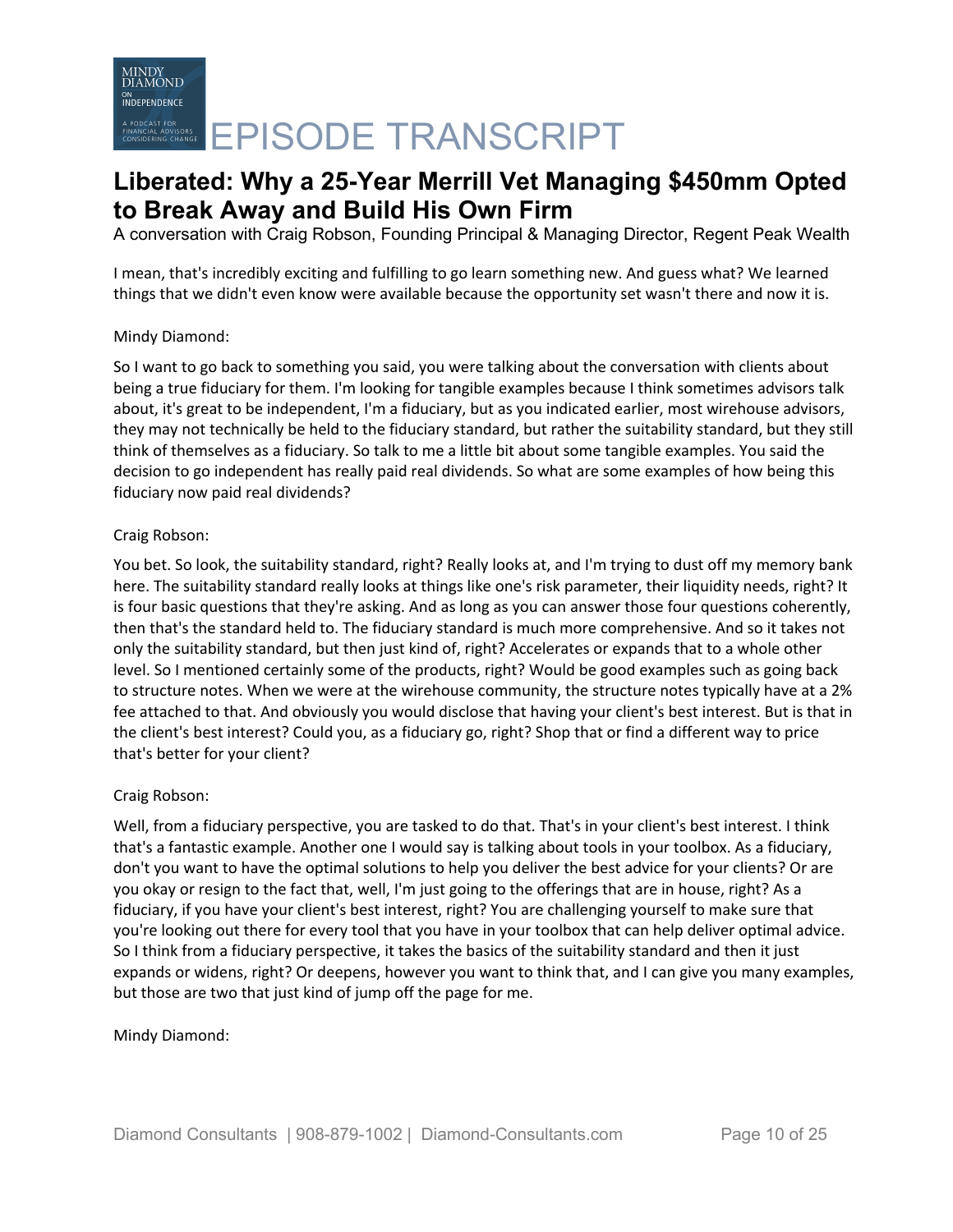I mean, that's incredibly exciting and fulfilling to go learn something new. And guess what? We learned things that we didn't even know were available because the opportunity set wasn't there and now it is.

Mindy Diamond:

So I want to go back to something you said, you were talking about the conversation with clients about being a true fiduciary for them. I'm looking for tangible examples because I think sometimes advisors talk about, it's great to be independent, I'm a fiduciary, but as you indicated earlier, most wirehouse advisors, they may not technically be held to the fiduciary standard, but rather the suitability standard, but they still think of themselves as a fiduciary. So talk to me a little bit about some tangible examples. You said the decision to go independent has really paid real dividends. So what are some examples of how being this fiduciary now paid real dividends?

Craig Robson:

You bet. So look, the suitability standard, right? Really looks at, and I'm trying to dust off my memory bank here. The suitability standard really looks at things like one's risk parameter, their liquidity needs, right? It is four basic questions that they're asking. And as long as you can answer those four questions coherently, then that's the standard held to. The fiduciary standard is much more comprehensive. And so it takes not only the suitability standard, but then just kind of, right? Accelerates or expands that to a whole other level. So I mentioned certainly some of the products, right? Would be good examples such as going back to structure notes. When we were at the wirehouse community, the structure notes typically have at a 2% fee attached to that. And obviously you would disclose that having your client's best interest. But is that in the client's best interest? Could you, as a fiduciary go, right? Shop that or find a different way to price that's better for your client?

Craig Robson:

Well, from a fiduciary perspective, you are tasked to do that. That's in your client's best interest. I think that's a fantastic example. Another one I would say is talking about tools in your toolbox. As a fiduciary, don't you want to have the optimal solutions to help you deliver the best advice for your clients? Or are you okay or resign to the fact that, well, I'm just going to the offerings that are in house, right? As a fiduciary, if you have your client's best interest, right? You are challenging yourself to make sure that you're looking out there for every tool that you have in your toolbox that can help deliver optimal advice. So I think from a fiduciary perspective, it takes the basics of the suitability standard and then it just expands or widens, right? Or deepens, however you want to think that, and I can give you many examples, but those are two that just kind of jump off the page for me.

Mindy Diamond: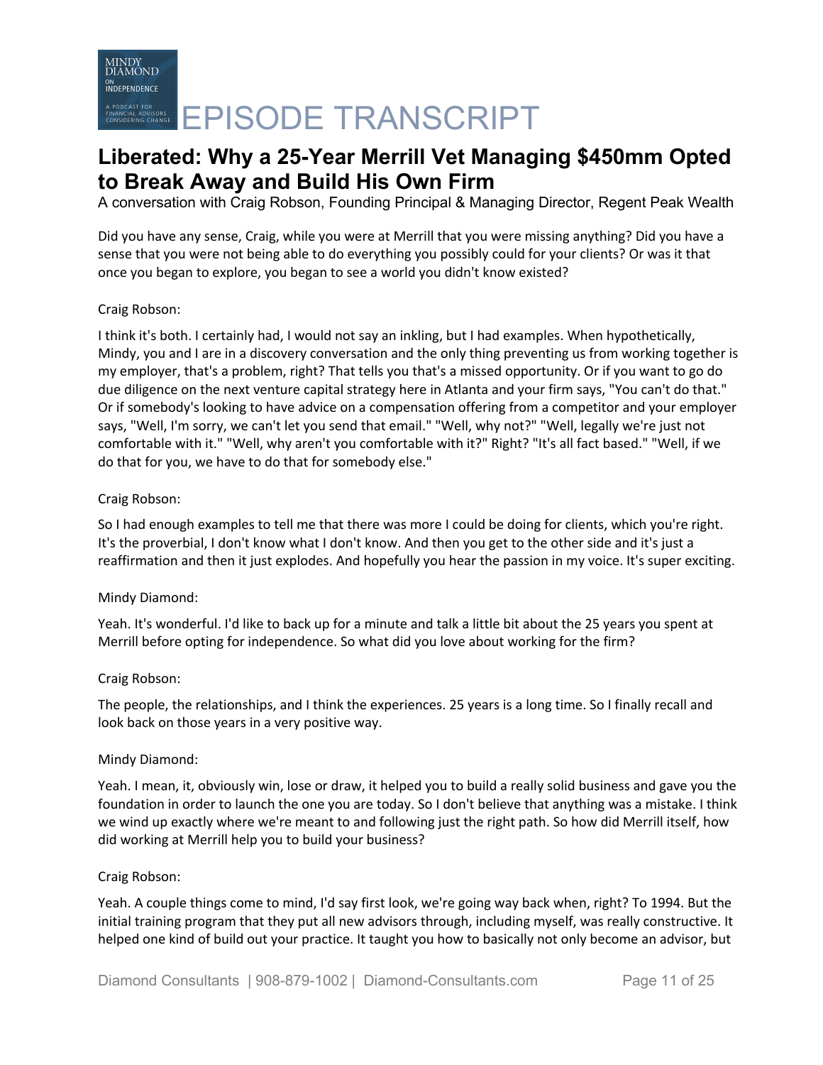Did you have any sense, Craig, while you were at Merrill that you were missing anything? Did you have a sense that you were not being able to do everything you possibly could for your clients? Or was it that once you began to explore, you began to see a world you didn't know existed?

Craig Robson:

I think it's both. I certainly had, I would not say an inkling, but I had examples. When hypothetically, Mindy, you and I are in a discovery conversation and the only thing preventing us from working together is my employer, that's a problem, right? That tells you that's a missed opportunity. Or if you want to go do due diligence on the next venture capital strategy here in Atlanta and your firm says, "You can't do that." Or if somebody's looking to have advice on a compensation offering from a competitor and your employer says, "Well, I'm sorry, we can't let you send that email." "Well, why not?" "Well, legally we're just not comfortable with it." "Well, why aren't you comfortable with it?" Right? "It's all fact based." "Well, if we do that for you, we have to do that for somebody else."

Craig Robson:

So I had enough examples to tell me that there was more I could be doing for clients, which you're right. It's the proverbial, I don't know what I don't know. And then you get to the other side and it's just a reaffirmation and then it just explodes. And hopefully you hear the passion in my voice. It's super exciting.

Mindy Diamond:

Yeah. It's wonderful. I'd like to back up for a minute and talk a little bit about the 25 years you spent at Merrill before opting for independence. So what did you love about working for the firm?

Craig Robson:

The people, the relationships, and I think the experiences. 25 years is a long time. So I finally recall and look back on those years in a very positive way.

Mindy Diamond:

Yeah. I mean, it, obviously win, lose or draw, it helped you to build a really solid business and gave you the foundation in order to launch the one you are today. So I don't believe that anything was a mistake. I think we wind up exactly where we're meant to and following just the right path. So how did Merrill itself, how did working at Merrill help you to build your business?

Craig Robson:

Yeah. A couple things come to mind, I'd say first look, we're going way back when, right? To 1994. But the initial training program that they put all new advisors through, including myself, was really constructive. It helped one kind of build out your practice. It taught you how to basically not only become an advisor, but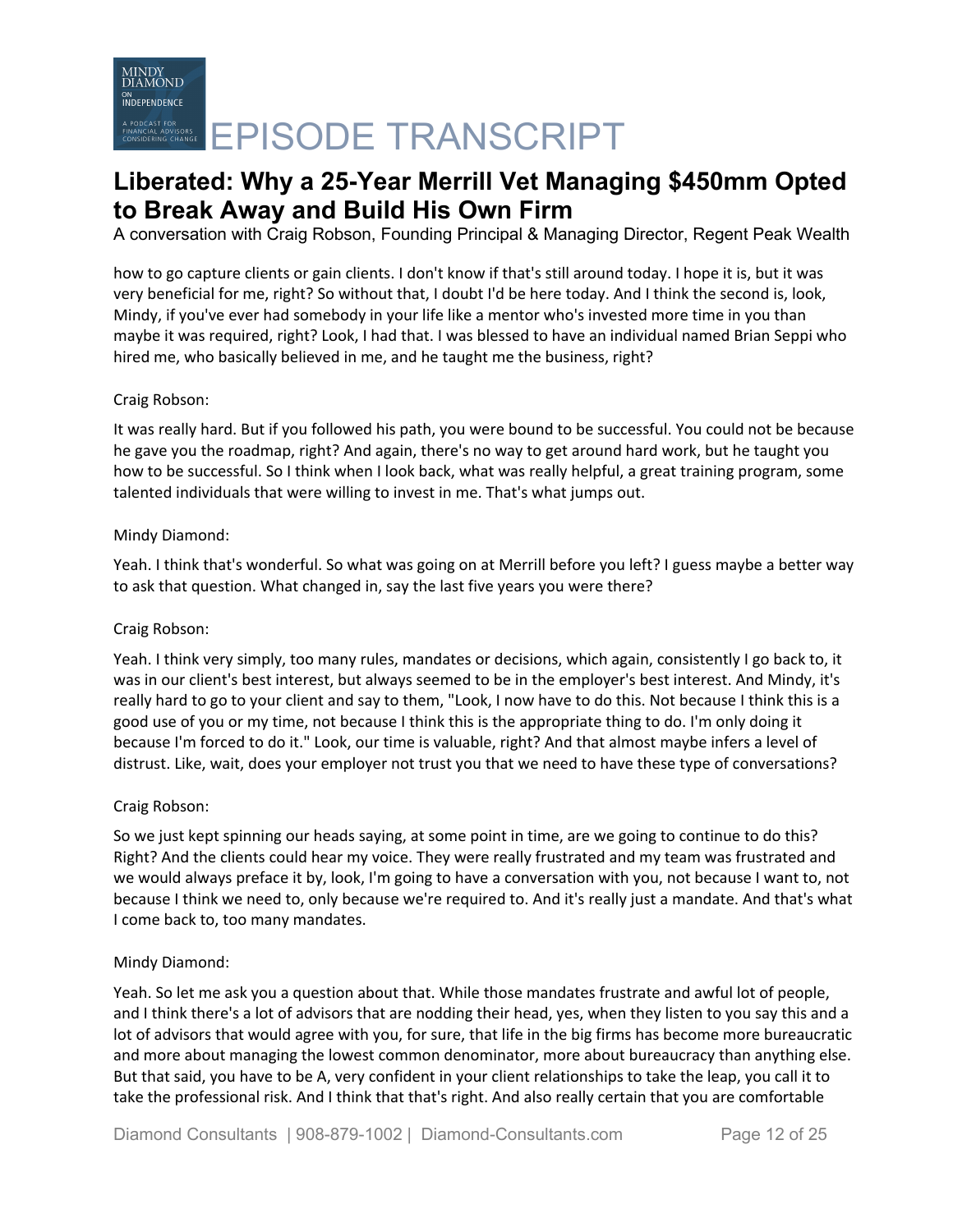how to go capture clients or gain clients. I don't know if that's still around today. I hope it is, but it was very beneficial for me, right? So without that, I doubt I'd be here today. And I think the second is, look, Mindy, if you've ever had somebody in your life like a mentor who's invested more time in you than maybe it was required, right? Look, I had that. I was blessed to have an individual named Brian Seppi who hired me, who basically believed in me, and he taught me the business, right?

Craig Robson:

It was really hard. But if you followed his path, you were bound to be successful. You could not be because he gave you the roadmap, right? And again, there's no way to get around hard work, but he taught you how to be successful. So I think when I look back, what was really helpful, a great training program, some talented individuals that were willing to invest in me. That's what jumps out.

Mindy Diamond:

Yeah. I think that's wonderful. So what was going on at Merrill before you left? I guess maybe a better way to ask that question. What changed in, say the last five years you were there?

Craig Robson:

Yeah. I think very simply, too many rules, mandates or decisions, which again, consistently I go back to, it was in our client's best interest, but always seemed to be in the employer's best interest. And Mindy, it's really hard to go to your client and say to them, "Look, I now have to do this. Not because I think this is a good use of you or my time, not because I think this is the appropriate thing to do. I'm only doing it because I'm forced to do it." Look, our time is valuable, right? And that almost maybe infers a level of distrust. Like, wait, does your employer not trust you that we need to have these type of conversations?

Craig Robson:

So we just kept spinning our heads saying, at some point in time, are we going to continue to do this? Right? And the clients could hear my voice. They were really frustrated and my team was frustrated and we would always preface it by, look, I'm going to have a conversation with you, not because I want to, not because I think we need to, only because we're required to. And it's really just a mandate. And that's what I come back to, too many mandates.

Mindy Diamond:

Yeah. So let me ask you a question about that. While those mandates frustrate and awful lot of people, and I think there's a lot of advisors that are nodding their head, yes, when they listen to you say this and a lot of advisors that would agree with you, for sure, that life in the big firms has become more bureaucratic and more about managing the lowest common denominator, more about bureaucracy than anything else. But that said, you have to be A, very confident in your client relationships to take the leap, you call it to take the professional risk. And I think that that's right. And also really certain that you are comfortable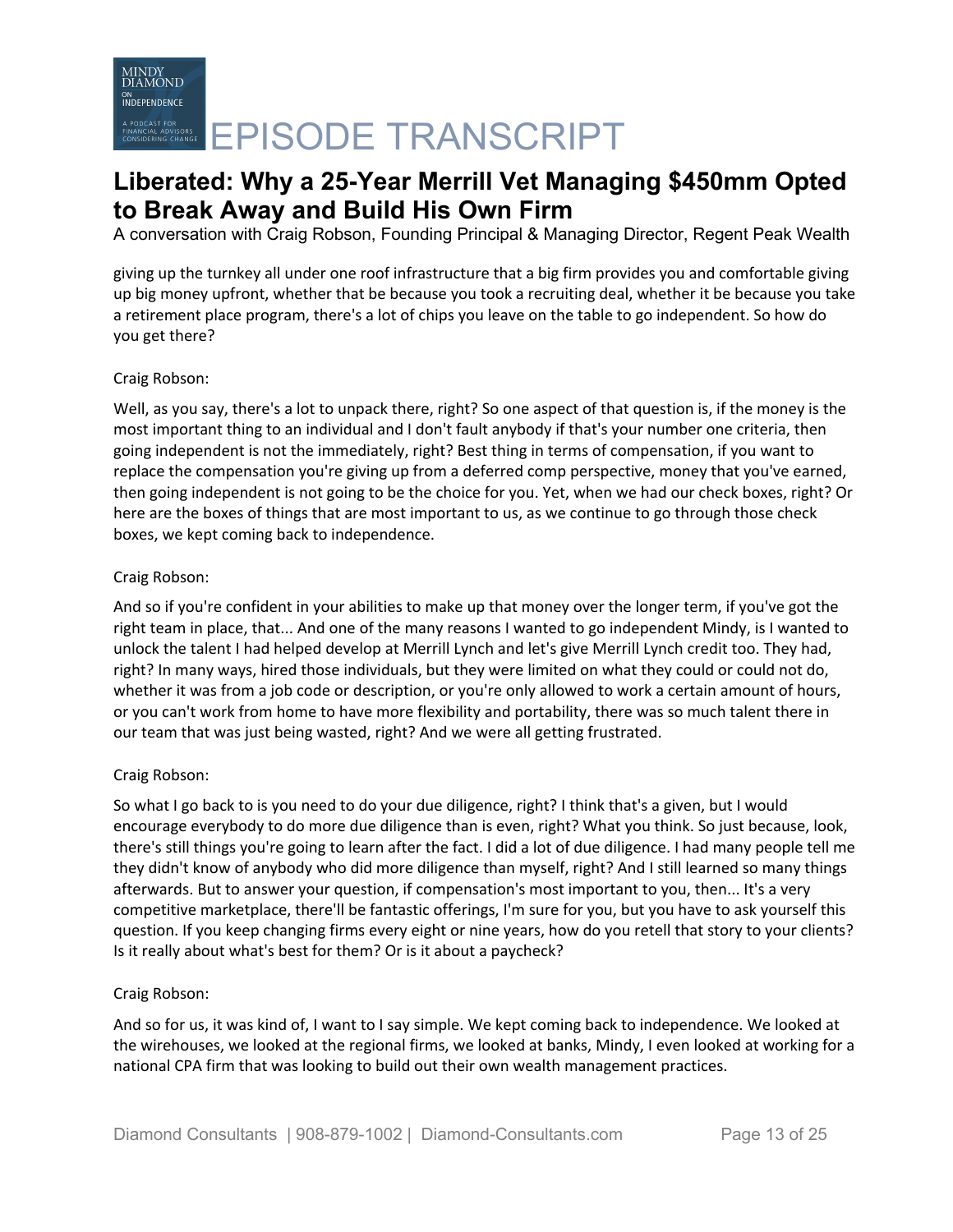giving up the turnkey all under one roof infrastructure that a big firm provides you and comfortable giving up big money upfront, whether that be because you took a recruiting deal, whether it be because you take a retirement place program, there's a lot of chips you leave on the table to go independent. So how do you get there?

Craig Robson:

Well, as you say, there's a lot to unpack there, right? So one aspect of that question is, if the money is the most important thing to an individual and I don't fault anybody if that's your number one criteria, then going independent is not the immediately, right? Best thing in terms of compensation, if you want to replace the compensation you're giving up from a deferred comp perspective, money that you've earned, then going independent is not going to be the choice for you. Yet, when we had our check boxes, right? Or here are the boxes of things that are most important to us, as we continue to go through those check boxes, we kept coming back to independence.

Craig Robson:

And so if you're confident in your abilities to make up that money over the longer term, if you've got the right team in place, that... And one of the many reasons I wanted to go independent Mindy, is I wanted to unlock the talent I had helped develop at Merrill Lynch and let's give Merrill Lynch credit too. They had, right? In many ways, hired those individuals, but they were limited on what they could or could not do, whether it was from a job code or description, or you're only allowed to work a certain amount of hours, or you can't work from home to have more flexibility and portability, there was so much talent there in our team that was just being wasted, right? And we were all getting frustrated.

Craig Robson:

So what I go back to is you need to do your due diligence, right? I think that's a given, but I would encourage everybody to do more due diligence than is even, right? What you think. So just because, look, there's still things you're going to learn after the fact. I did a lot of due diligence. I had many people tell me they didn't know of anybody who did more diligence than myself, right? And I still learned so many things afterwards. But to answer your question, if compensation's most important to you, then... It's a very competitive marketplace, there'll be fantastic offerings, I'm sure for you, but you have to ask yourself this question. If you keep changing firms every eight or nine years, how do you retell that story to your clients? Is it really about what's best for them? Or is it about a paycheck?

Craig Robson:

And so for us, it was kind of, I want to I say simple. We kept coming back to independence. We looked at the wirehouses, we looked at the regional firms, we looked at banks, Mindy, I even looked at working for a national CPA firm that was looking to build out their own wealth management practices.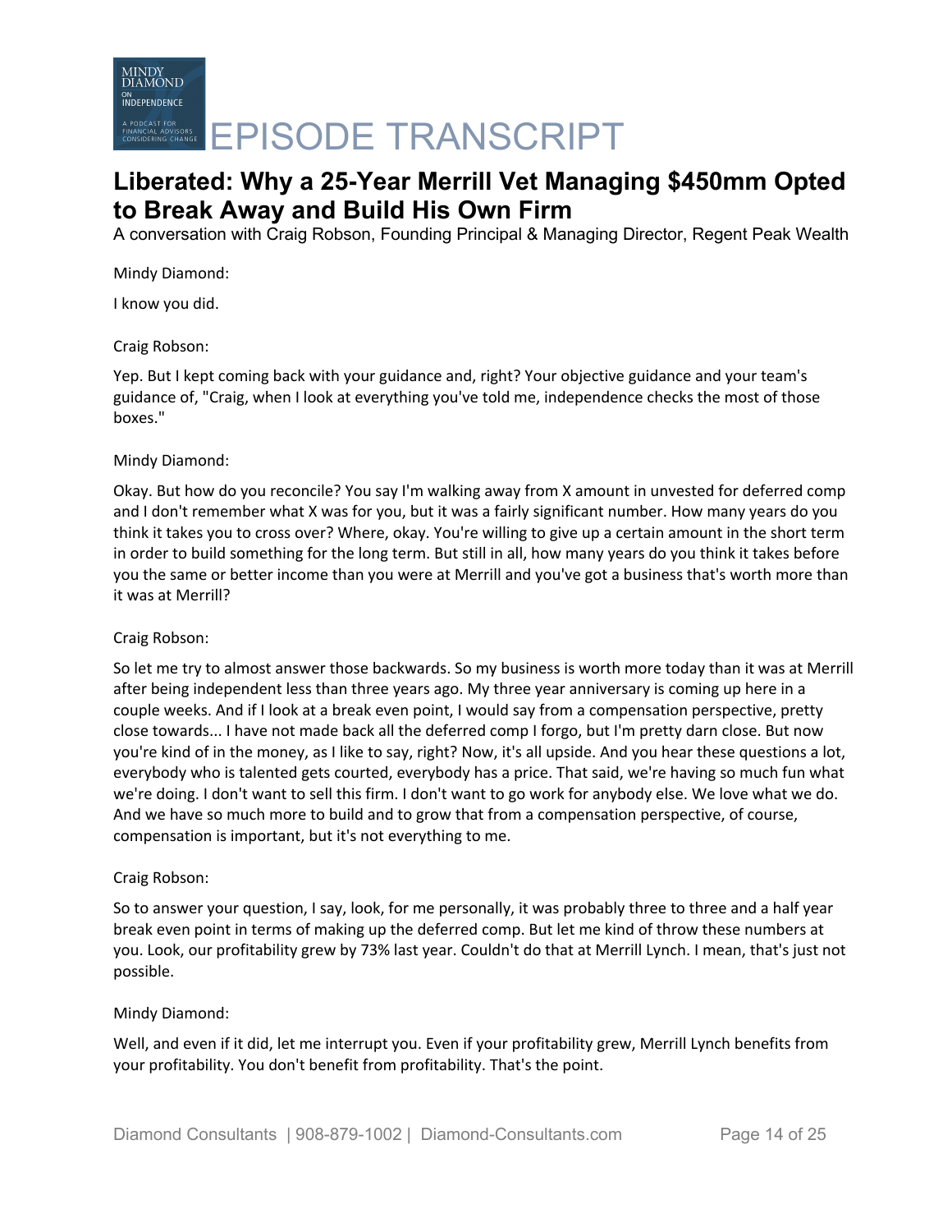Mindy Diamond:

I know you did.

Craig Robson:

Yep. But I kept coming back with your guidance and, right? Your objective guidance and your team's guidance of, "Craig, when I look at everything you've told me, independence checks the most of those boxes."

Mindy Diamond:

Okay. But how do you reconcile? You say I'm walking away from X amount in unvested for deferred comp and I don't remember what X was for you, but it was a fairly significant number. How many years do you think it takes you to cross over? Where, okay. You're willing to give up a certain amount in the short term in order to build something for the long term. But still in all, how many years do you think it takes before you the same or better income than you were at Merrill and you've got a business that's worth more than it was at Merrill?

Craig Robson:

So let me try to almost answer those backwards. So my business is worth more today than it was at Merrill after being independent less than three years ago. My three year anniversary is coming up here in a couple weeks. And if I look at a break even point, I would say from a compensation perspective, pretty close towards... I have not made back all the deferred comp I forgo, but I'm pretty darn close. But now you're kind of in the money, as I like to say, right? Now, it's all upside. And you hear these questions a lot, everybody who is talented gets courted, everybody has a price. That said, we're having so much fun what we're doing. I don't want to sell this firm. I don't want to go work for anybody else. We love what we do. And we have so much more to build and to grow that from a compensation perspective, of course, compensation is important, but it's not everything to me.

Craig Robson:

So to answer your question, I say, look, for me personally, it was probably three to three and a half year break even point in terms of making up the deferred comp. But let me kind of throw these numbers at you. Look, our profitability grew by 73% last year. Couldn't do that at Merrill Lynch. I mean, that's just not possible.

Mindy Diamond:

Well, and even if it did, let me interrupt you. Even if your profitability grew, Merrill Lynch benefits from your profitability. You don't benefit from profitability. That's the point.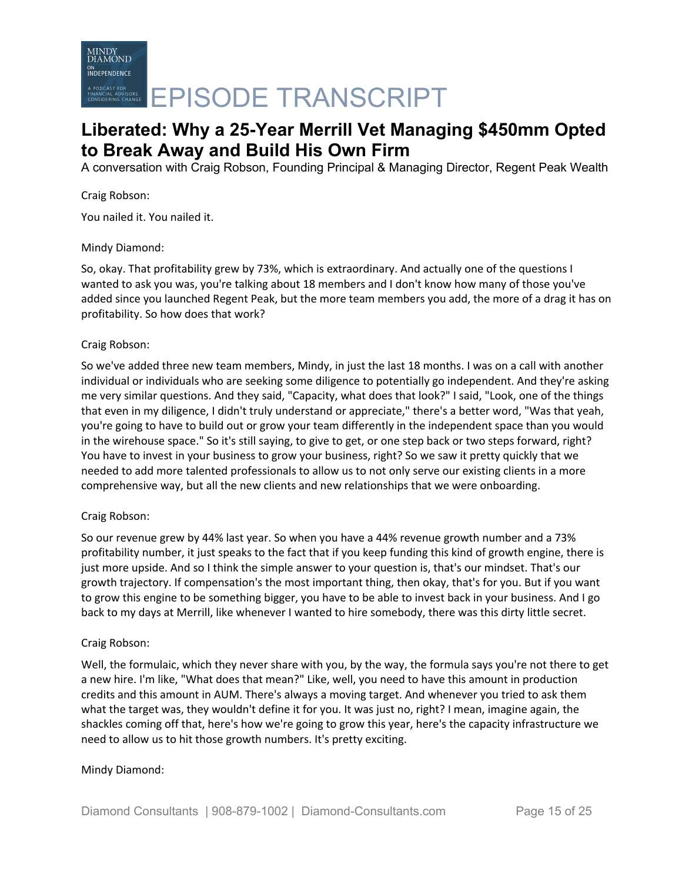Craig Robson:

You nailed it. You nailed it.

Mindy Diamond:

So, okay. That profitability grew by 73%, which is extraordinary. And actually one of the questions I wanted to ask you was, you're talking about 18 members and I don't know how many of those you've added since you launched Regent Peak, but the more team members you add, the more of a drag it has on profitability. So how does that work?

Craig Robson:

So we've added three new team members, Mindy, in just the last 18 months. I was on a call with another individual or individuals who are seeking some diligence to potentially go independent. And they're asking me very similar questions. And they said, "Capacity, what does that look?" I said, "Look, one of the things that even in my diligence, I didn't truly understand or appreciate," there's a better word, "Was that yeah, you're going to have to build out or grow your team differently in the independent space than you would in the wirehouse space." So it's still saying, to give to get, or one step back or two steps forward, right? You have to invest in your business to grow your business, right? So we saw it pretty quickly that we needed to add more talented professionals to allow us to not only serve our existing clients in a more comprehensive way, but all the new clients and new relationships that we were onboarding.

Craig Robson:

So our revenue grew by 44% last year. So when you have a 44% revenue growth number and a 73% profitability number, it just speaks to the fact that if you keep funding this kind of growth engine, there is just more upside. And so I think the simple answer to your question is, that's our mindset. That's our growth trajectory. If compensation's the most important thing, then okay, that's for you. But if you want to grow this engine to be something bigger, you have to be able to invest back in your business. And I go back to my days at Merrill, like whenever I wanted to hire somebody, there was this dirty little secret.

Craig Robson:

Well, the formulaic, which they never share with you, by the way, the formula says you're not there to get a new hire. I'm like, "What does that mean?" Like, well, you need to have this amount in production credits and this amount in AUM. There's always a moving target. And whenever you tried to ask them what the target was, they wouldn't define it for you. It was just no, right? I mean, imagine again, the shackles coming off that, here's how we're going to grow this year, here's the capacity infrastructure we need to allow us to hit those growth numbers. It's pretty exciting.

Mindy Diamond: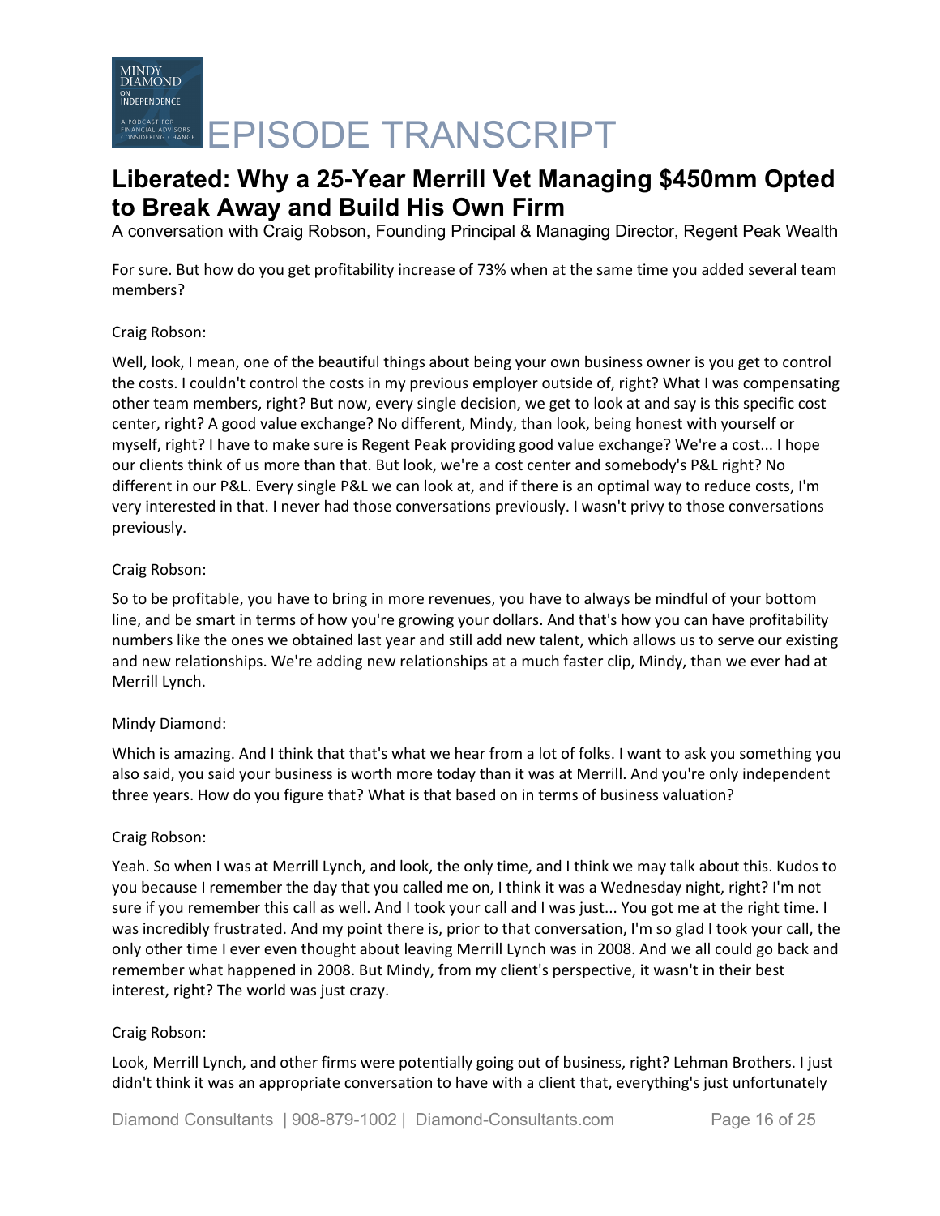For sure. But how do you get profitability increase of 73% when at the same time you added several team members?

Craig Robson:

Well, look, I mean, one of the beautiful things about being your own business owner is you get to control the costs. I couldn't control the costs in my previous employer outside of, right? What I was compensating other team members, right? But now, every single decision, we get to look at and say is this specific cost center, right? A good value exchange? No different, Mindy, than look, being honest with yourself or myself, right? I have to make sure is Regent Peak providing good value exchange? We're a cost... I hope our clients think of us more than that. But look, we're a cost center and somebody's P&L right? No different in our P&L. Every single P&L we can look at, and if there is an optimal way to reduce costs, I'm very interested in that. I never had those conversations previously. I wasn't privy to those conversations previously.

Craig Robson:

So to be profitable, you have to bring in more revenues, you have to always be mindful of your bottom line, and be smart in terms of how you're growing your dollars. And that's how you can have profitability numbers like the ones we obtained last year and still add new talent, which allows us to serve our existing and new relationships. We're adding new relationships at a much faster clip, Mindy, than we ever had at Merrill Lynch.

Mindy Diamond:

Which is amazing. And I think that that's what we hear from a lot of folks. I want to ask you something you also said, you said your business is worth more today than it was at Merrill. And you're only independent three years. How do you figure that? What is that based on in terms of business valuation?

Craig Robson:

Yeah. So when I was at Merrill Lynch, and look, the only time, and I think we may talk about this. Kudos to you because I remember the day that you called me on, I think it was a Wednesday night, right? I'm not sure if you remember this call as well. And I took your call and I was just... You got me at the right time. I was incredibly frustrated. And my point there is, prior to that conversation, I'm so glad I took your call, the only other time I ever even thought about leaving Merrill Lynch was in 2008. And we all could go back and remember what happened in 2008. But Mindy, from my client's perspective, it wasn't in their best interest, right? The world was just crazy.

Craig Robson:

Look, Merrill Lynch, and other firms were potentially going out of business, right? Lehman Brothers. I just didn't think it was an appropriate conversation to have with a client that, everything's just unfortunately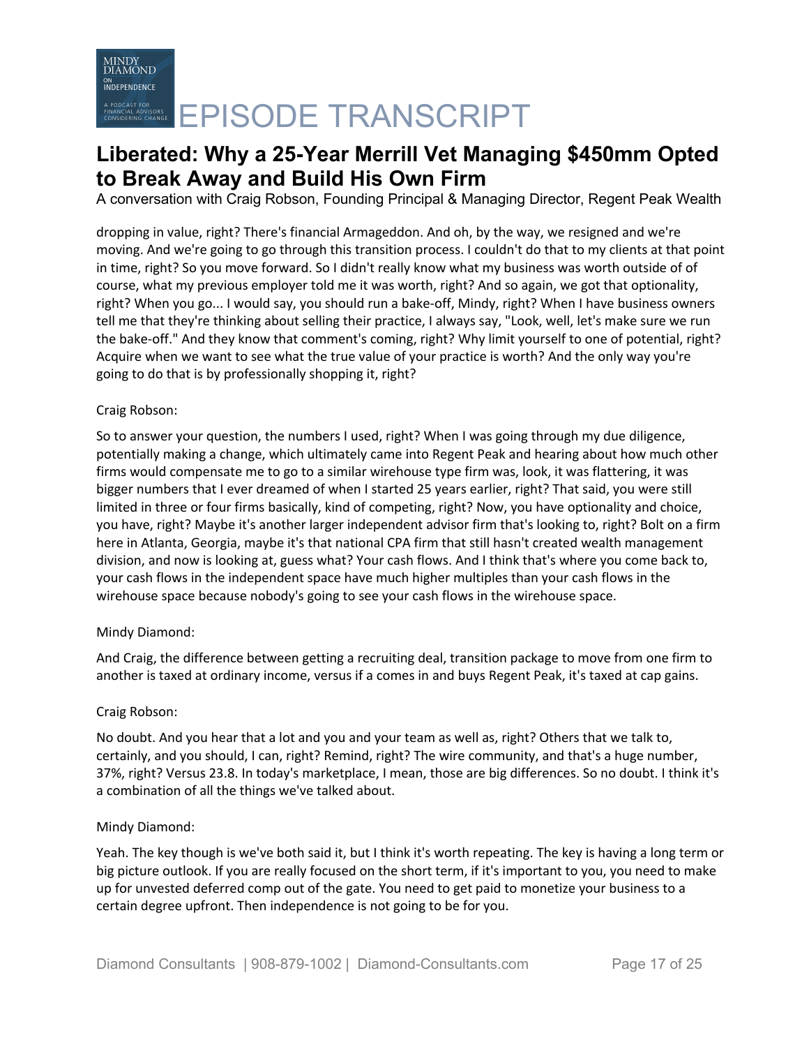dropping in value, right? There's financial Armageddon. And oh, by the way, we resigned and we're moving. And we're going to go through this transition process. I couldn't do that to my clients at that point in time, right? So you move forward. So I didn't really know what my business was worth outside of of course, what my previous employer told me it was worth, right? And so again, we got that optionality, right? When you go... I would say, you should run a bake-off, Mindy, right? When I have business owners tell me that they're thinking about selling their practice, I always say, "Look, well, let's make sure we run the bake-off." And they know that comment's coming, right? Why limit yourself to one of potential, right? Acquire when we want to see what the true value of your practice is worth? And the only way you're going to do that is by professionally shopping it, right?

Craig Robson:

So to answer your question, the numbers I used, right? When I was going through my due diligence, potentially making a change, which ultimately came into Regent Peak and hearing about how much other firms would compensate me to go to a similar wirehouse type firm was, look, it was flattering, it was bigger numbers that I ever dreamed of when I started 25 years earlier, right? That said, you were still limited in three or four firms basically, kind of competing, right? Now, you have optionality and choice, you have, right? Maybe it's another larger independent advisor firm that's looking to, right? Bolt on a firm here in Atlanta, Georgia, maybe it's that national CPA firm that still hasn't created wealth management division, and now is looking at, guess what? Your cash flows. And I think that's where you come back to, your cash flows in the independent space have much higher multiples than your cash flows in the wirehouse space because nobody's going to see your cash flows in the wirehouse space.

Mindy Diamond:

And Craig, the difference between getting a recruiting deal, transition package to move from one firm to another is taxed at ordinary income, versus if a comes in and buys Regent Peak, it's taxed at cap gains.

Craig Robson:

No doubt. And you hear that a lot and you and your team as well as, right? Others that we talk to, certainly, and you should, I can, right? Remind, right? The wire community, and that's a huge number, 37%, right? Versus 23.8. In today's marketplace, I mean, those are big differences. So no doubt. I think it's a combination of all the things we've talked about.

Mindy Diamond:

Yeah. The key though is we've both said it, but I think it's worth repeating. The key is having a long term or big picture outlook. If you are really focused on the short term, if it's important to you, you need to make up for unvested deferred comp out of the gate. You need to get paid to monetize your business to a certain degree upfront. Then independence is not going to be for you.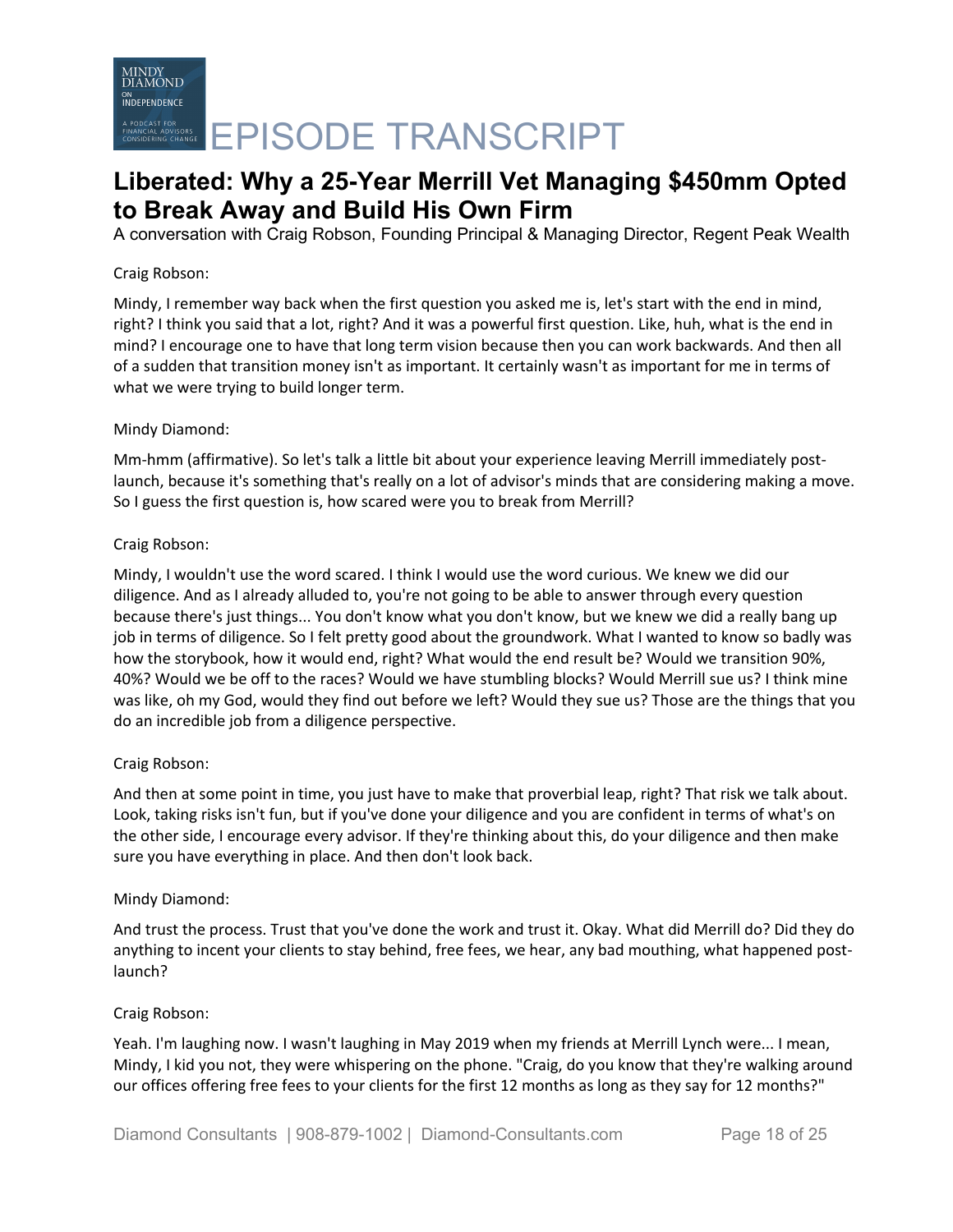# EPISODE TRANSCRIPT

## Liberated: Why a 25-Year Merrill Vet Managing $450mm Opted to Break Away and Build His Own Firm

A conversation with Craig Robson, Founding Principal & Managing Director, Regent Peak Wealth

Craig Robson:

Mindy, I remember way back when the first question you asked me is, let's start with the end in mind, right? I think you said that a lot, right? And it was a powerful first question. Like, huh, what is the end in mind? I encourage one to have that long term vision because then you can work backwards. And then all of a sudden that transition money isn't as important. It certainly wasn't as important for me in terms of what we were trying to build longer term.

Mindy Diamond:

Mm-hmm (affirmative). So let's talk a little bit about your experience leaving Merrill immediately post-launch, because it's something that's really on a lot of advisor's minds that are considering making a move. So I guess the first question is, how scared were you to break from Merrill?

Craig Robson:

Mindy, I wouldn't use the word scared. I think I would use the word curious. We knew we did our diligence. And as I already alluded to, you're not going to be able to answer through every question because there's just things... You don't know what you don't know, but we knew we did a really bang up job in terms of diligence. So I felt pretty good about the groundwork. What I wanted to know so badly was how the storybook, how it would end, right? What would the end result be? Would we transition 90%, 40%? Would we be off to the races? Would we have stumbling blocks? Would Merrill sue us? I think mine was like, oh my God, would they find out before we left? Would they sue us? Those are the things that you do an incredible job from a diligence perspective.

Craig Robson:

And then at some point in time, you just have to make that proverbial leap, right? That risk we talk about. Look, taking risks isn't fun, but if you've done your diligence and you are confident in terms of what's on the other side, I encourage every advisor. If they're thinking about this, do your diligence and then make sure you have everything in place. And then don't look back.

Mindy Diamond:

And trust the process. Trust that you've done the work and trust it. Okay. What did Merrill do? Did they do anything to incent your clients to stay behind, free fees, we hear, any bad mouthing, what happened post-launch?

Craig Robson:

Yeah. I'm laughing now. I wasn't laughing in May 2019 when my friends at Merrill Lynch were... I mean, Mindy, I kid you not, they were whispering on the phone. "Craig, do you know that they're walking around our offices offering free fees to your clients for the first 12 months as long as they say for 12 months?"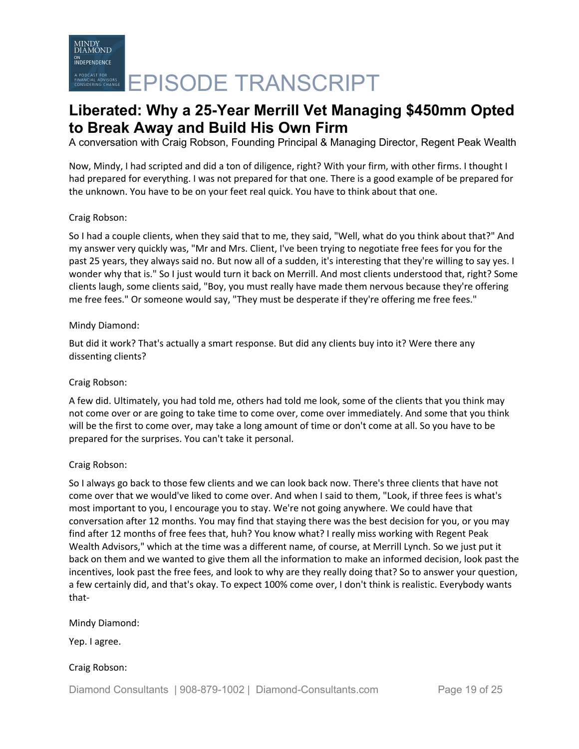Now, Mindy, I had scripted and did a ton of diligence, right? With your firm, with other firms. I thought I had prepared for everything. I was not prepared for that one. There is a good example of be prepared for the unknown. You have to be on your feet real quick. You have to think about that one.

Craig Robson:

So I had a couple clients, when they said that to me, they said, "Well, what do you think about that?" And my answer very quickly was, "Mr and Mrs. Client, I've been trying to negotiate free fees for you for the past 25 years, they always said no. But now all of a sudden, it's interesting that they're willing to say yes. I wonder why that is." So I just would turn it back on Merrill. And most clients understood that, right? Some clients laugh, some clients said, "Boy, you must really have made them nervous because they're offering me free fees." Or someone would say, "They must be desperate if they're offering me free fees."

Mindy Diamond:

But did it work? That's actually a smart response. But did any clients buy into it? Were there any dissenting clients?

Craig Robson:

A few did. Ultimately, you had told me, others had told me look, some of the clients that you think may not come over or are going to take time to come over, come over immediately. And some that you think will be the first to come over, may take a long amount of time or don't come at all. So you have to be prepared for the surprises. You can't take it personal.

Craig Robson:

So I always go back to those few clients and we can look back now. There's three clients that have not come over that we would've liked to come over. And when I said to them, "Look, if three fees is what's most important to you, I encourage you to stay. We're not going anywhere. We could have that conversation after 12 months. You may find that staying there was the best decision for you, or you may find after 12 months of free fees that, huh? You know what? I really miss working with Regent Peak Wealth Advisors," which at the time was a different name, of course, at Merrill Lynch. So we just put it back on them and we wanted to give them all the information to make an informed decision, look past the incentives, look past the free fees, and look to why are they really doing that? So to answer your question, a few certainly did, and that's okay. To expect 100% come over, I don't think is realistic. Everybody wants that-

Mindy Diamond:

Yep. I agree.

Craig Robson: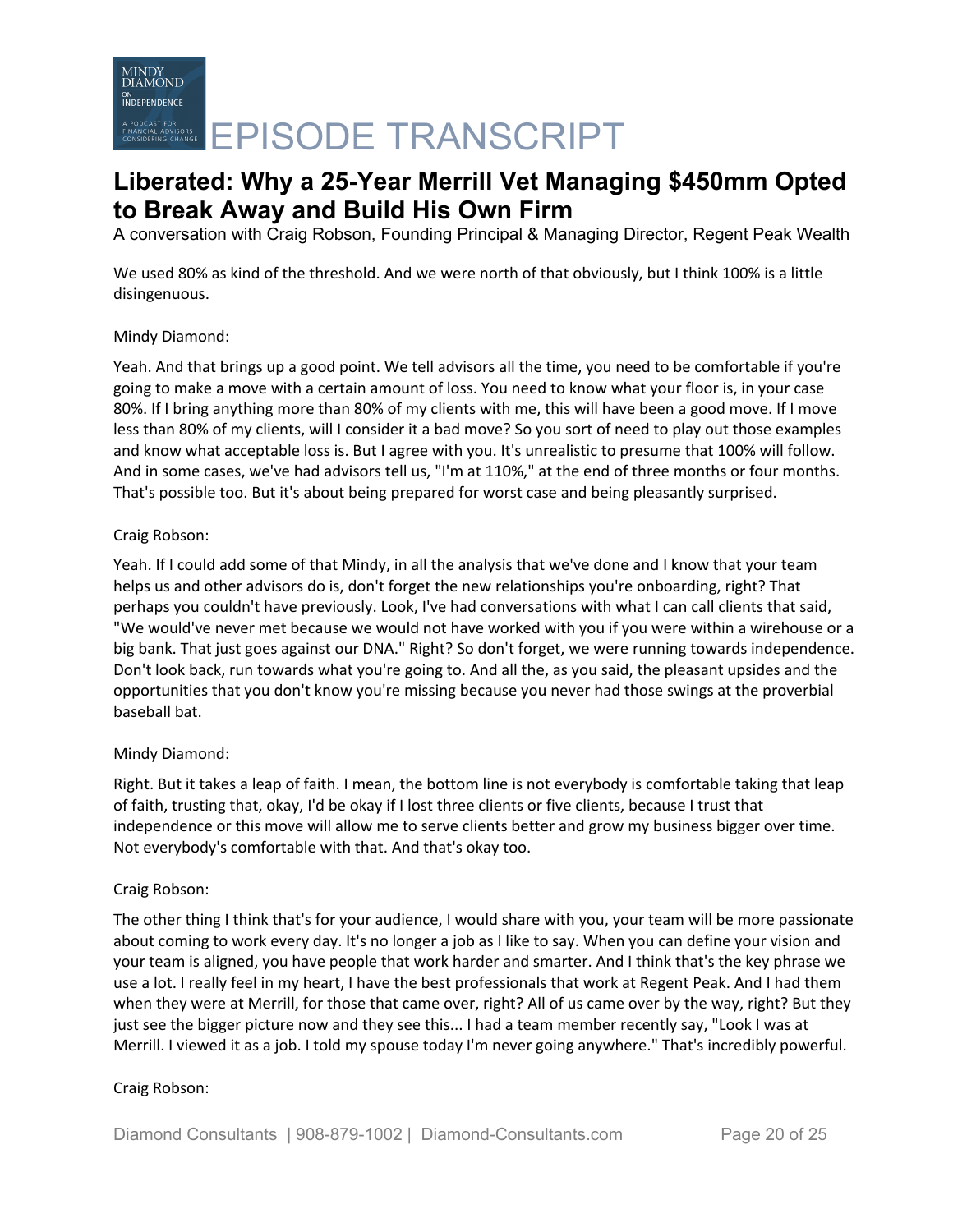We used 80% as kind of the threshold. And we were north of that obviously, but I think 100% is a little disingenuous.

Mindy Diamond:

Yeah. And that brings up a good point. We tell advisors all the time, you need to be comfortable if you're going to make a move with a certain amount of loss. You need to know what your floor is, in your case 80%. If I bring anything more than 80% of my clients with me, this will have been a good move. If I move less than 80% of my clients, will I consider it a bad move? So you sort of need to play out those examples and know what acceptable loss is. But I agree with you. It's unrealistic to presume that 100% will follow. And in some cases, we've had advisors tell us, "I'm at 110%," at the end of three months or four months. That's possible too. But it's about being prepared for worst case and being pleasantly surprised.

Craig Robson:

Yeah. If I could add some of that Mindy, in all the analysis that we've done and I know that your team helps us and other advisors do is, don't forget the new relationships you're onboarding, right? That perhaps you couldn't have previously. Look, I've had conversations with what I can call clients that said, "We would've never met because we would not have worked with you if you were within a wirehouse or a big bank. That just goes against our DNA." Right? So don't forget, we were running towards independence. Don't look back, run towards what you're going to. And all the, as you said, the pleasant upsides and the opportunities that you don't know you're missing because you never had those swings at the proverbial baseball bat.

Mindy Diamond:

Right. But it takes a leap of faith. I mean, the bottom line is not everybody is comfortable taking that leap of faith, trusting that, okay, I'd be okay if I lost three clients or five clients, because I trust that independence or this move will allow me to serve clients better and grow my business bigger over time. Not everybody's comfortable with that. And that's okay too.

Craig Robson:

The other thing I think that's for your audience, I would share with you, your team will be more passionate about coming to work every day. It's no longer a job as I like to say. When you can define your vision and your team is aligned, you have people that work harder and smarter. And I think that's the key phrase we use a lot. I really feel in my heart, I have the best professionals that work at Regent Peak. And I had them when they were at Merrill, for those that came over, right? All of us came over by the way, right? But they just see the bigger picture now and they see this... I had a team member recently say, "Look I was at Merrill. I viewed it as a job. I told my spouse today I'm never going anywhere." That's incredibly powerful.

Craig Robson: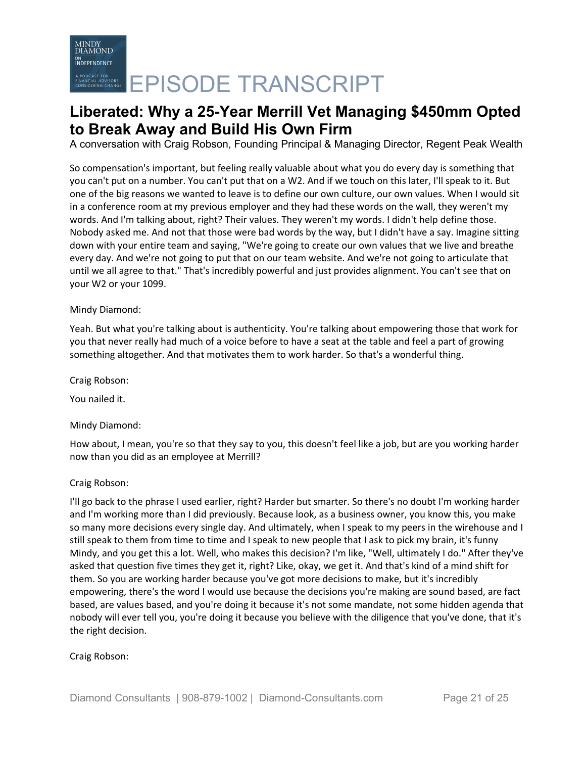So compensation's important, but feeling really valuable about what you do every day is something that you can't put on a number. You can't put that on a W2. And if we touch on this later, I'll speak to it. But one of the big reasons we wanted to leave is to define our own culture, our own values. When I would sit in a conference room at my previous employer and they had these words on the wall, they weren't my words. And I'm talking about, right? Their values. They weren't my words. I didn't help define those. Nobody asked me. And not that those were bad words by the way, but I didn't have a say. Imagine sitting down with your entire team and saying, "We're going to create our own values that we live and breathe every day. And we're not going to put that on our team website. And we're not going to articulate that until we all agree to that." That's incredibly powerful and just provides alignment. You can't see that on your W2 or your 1099.

Mindy Diamond:

Yeah. But what you're talking about is authenticity. You're talking about empowering those that work for you that never really had much of a voice before to have a seat at the table and feel a part of growing something altogether. And that motivates them to work harder. So that's a wonderful thing.

Craig Robson:

You nailed it.

Mindy Diamond:

How about, I mean, you're so that they say to you, this doesn't feel like a job, but are you working harder now than you did as an employee at Merrill?

Craig Robson:

I'll go back to the phrase I used earlier, right? Harder but smarter. So there's no doubt I'm working harder and I'm working more than I did previously. Because look, as a business owner, you know this, you make so many more decisions every single day. And ultimately, when I speak to my peers in the wirehouse and I still speak to them from time to time and I speak to new people that I ask to pick my brain, it's funny Mindy, and you get this a lot. Well, who makes this decision? I'm like, "Well, ultimately I do." After they've asked that question five times they get it, right? Like, okay, we get it. And that's kind of a mind shift for them. So you are working harder because you've got more decisions to make, but it's incredibly empowering, there's the word I would use because the decisions you're making are sound based, are fact based, are values based, and you're doing it because it's not some mandate, not some hidden agenda that nobody will ever tell you, you're doing it because you believe with the diligence that you've done, that it's the right decision.

Craig Robson: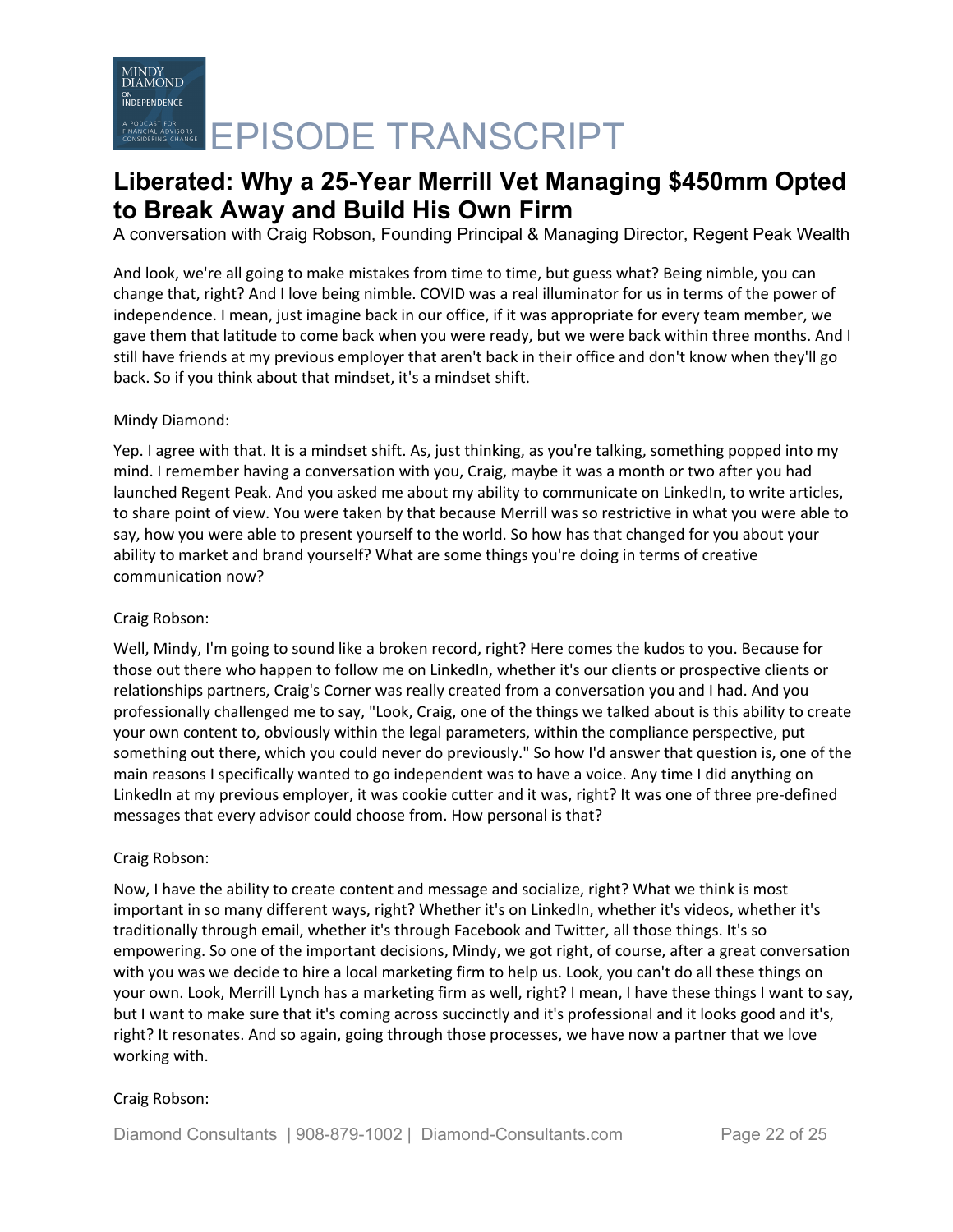And look, we're all going to make mistakes from time to time, but guess what? Being nimble, you can change that, right? And I love being nimble. COVID was a real illuminator for us in terms of the power of independence. I mean, just imagine back in our office, if it was appropriate for every team member, we gave them that latitude to come back when you were ready, but we were back within three months. And I still have friends at my previous employer that aren't back in their office and don't know when they'll go back. So if you think about that mindset, it's a mindset shift.

Mindy Diamond:

Yep. I agree with that. It is a mindset shift. As, just thinking, as you're talking, something popped into my mind. I remember having a conversation with you, Craig, maybe it was a month or two after you had launched Regent Peak. And you asked me about my ability to communicate on LinkedIn, to write articles, to share point of view. You were taken by that because Merrill was so restrictive in what you were able to say, how you were able to present yourself to the world. So how has that changed for you about your ability to market and brand yourself? What are some things you're doing in terms of creative communication now?

Craig Robson:

Well, Mindy, I'm going to sound like a broken record, right? Here comes the kudos to you. Because for those out there who happen to follow me on LinkedIn, whether it's our clients or prospective clients or relationships partners, Craig's Corner was really created from a conversation you and I had. And you professionally challenged me to say, "Look, Craig, one of the things we talked about is this ability to create your own content to, obviously within the legal parameters, within the compliance perspective, put something out there, which you could never do previously." So how I'd answer that question is, one of the main reasons I specifically wanted to go independent was to have a voice. Any time I did anything on LinkedIn at my previous employer, it was cookie cutter and it was, right? It was one of three pre-defined messages that every advisor could choose from. How personal is that?

Craig Robson:

Now, I have the ability to create content and message and socialize, right? What we think is most important in so many different ways, right? Whether it's on LinkedIn, whether it's videos, whether it's traditionally through email, whether it's through Facebook and Twitter, all those things. It's so empowering. So one of the important decisions, Mindy, we got right, of course, after a great conversation with you was we decide to hire a local marketing firm to help us. Look, you can't do all these things on your own. Look, Merrill Lynch has a marketing firm as well, right? I mean, I have these things I want to say, but I want to make sure that it's coming across succinctly and it's professional and it looks good and it's, right? It resonates. And so again, going through those processes, we have now a partner that we love working with.

Craig Robson: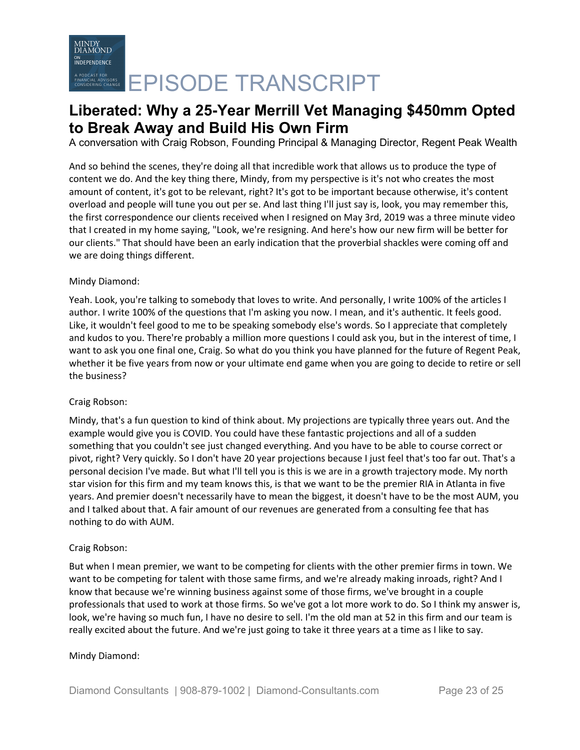And so behind the scenes, they're doing all that incredible work that allows us to produce the type of content we do. And the key thing there, Mindy, from my perspective is it's not who creates the most amount of content, it's got to be relevant, right? It's got to be important because otherwise, it's content overload and people will tune you out per se. And last thing I'll just say is, look, you may remember this, the first correspondence our clients received when I resigned on May 3rd, 2019 was a three minute video that I created in my home saying, "Look, we're resigning. And here's how our new firm will be better for our clients." That should have been an early indication that the proverbial shackles were coming off and we are doing things different.

Mindy Diamond:

Yeah. Look, you're talking to somebody that loves to write. And personally, I write 100% of the articles I author. I write 100% of the questions that I'm asking you now. I mean, and it's authentic. It feels good. Like, it wouldn't feel good to me to be speaking somebody else's words. So I appreciate that completely and kudos to you. There're probably a million more questions I could ask you, but in the interest of time, I want to ask you one final one, Craig. So what do you think you have planned for the future of Regent Peak, whether it be five years from now or your ultimate end game when you are going to decide to retire or sell the business?

Craig Robson:

Mindy, that's a fun question to kind of think about. My projections are typically three years out. And the example would give you is COVID. You could have these fantastic projections and all of a sudden something that you couldn't see just changed everything. And you have to be able to course correct or pivot, right? Very quickly. So I don't have 20 year projections because I just feel that's too far out. That's a personal decision I've made. But what I'll tell you is this is we are in a growth trajectory mode. My north star vision for this firm and my team knows this, is that we want to be the premier RIA in Atlanta in five years. And premier doesn't necessarily have to mean the biggest, it doesn't have to be the most AUM, you and I talked about that. A fair amount of our revenues are generated from a consulting fee that has nothing to do with AUM.

Craig Robson:

But when I mean premier, we want to be competing for clients with the other premier firms in town. We want to be competing for talent with those same firms, and we're already making inroads, right? And I know that because we're winning business against some of those firms, we've brought in a couple professionals that used to work at those firms. So we've got a lot more work to do. So I think my answer is, look, we're having so much fun, I have no desire to sell. I'm the old man at 52 in this firm and our team is really excited about the future. And we're just going to take it three years at a time as I like to say.

Mindy Diamond: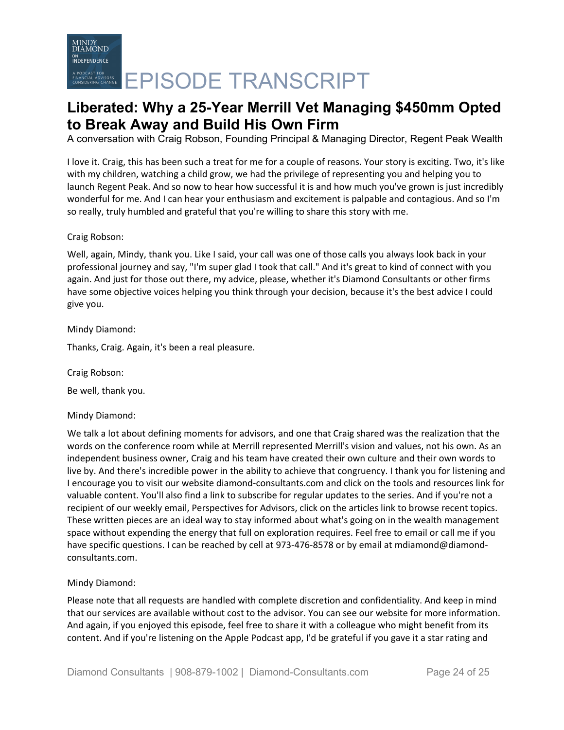# Liberated: Why a 25-Year Merrill Vet Managing $450mm Opted to Break Away and Build His Own Firm

A conversation with Craig Robson, Founding Principal & Managing Director, Regent Peak Wealth

I love it. Craig, this has been such a treat for me for a couple of reasons. Your story is exciting. Two, it's like with my children, watching a child grow, we had the privilege of representing you and helping you to launch Regent Peak. And so now to hear how successful it is and how much you've grown is just incredibly wonderful for me. And I can hear your enthusiasm and excitement is palpable and contagious. And so I'm so really, truly humbled and grateful that you're willing to share this story with me.

Craig Robson:

Well, again, Mindy, thank you. Like I said, your call was one of those calls you always look back in your professional journey and say, "I'm super glad I took that call." And it's great to kind of connect with you again. And just for those out there, my advice, please, whether it's Diamond Consultants or other firms have some objective voices helping you think through your decision, because it's the best advice I could give you.

Mindy Diamond:

Thanks, Craig. Again, it's been a real pleasure.

Craig Robson:

Be well, thank you.

Mindy Diamond:

We talk a lot about defining moments for advisors, and one that Craig shared was the realization that the words on the conference room while at Merrill represented Merrill's vision and values, not his own. As an independent business owner, Craig and his team have created their own culture and their own words to live by. And there's incredible power in the ability to achieve that congruency. I thank you for listening and I encourage you to visit our website diamond-consultants.com and click on the tools and resources link for valuable content. You'll also find a link to subscribe for regular updates to the series. And if you're not a recipient of our weekly email, Perspectives for Advisors, click on the articles link to browse recent topics. These written pieces are an ideal way to stay informed about what's going on in the wealth management space without expending the energy that full on exploration requires. Feel free to email or call me if you have specific questions. I can be reached by cell at 973-476-8578 or by email at mdiamond@diamond-consultants.com.

Mindy Diamond:

Please note that all requests are handled with complete discretion and confidentiality. And keep in mind that our services are available without cost to the advisor. You can see our website for more information. And again, if you enjoyed this episode, feel free to share it with a colleague who might benefit from its content. And if you're listening on the Apple Podcast app, I'd be grateful if you gave it a star rating and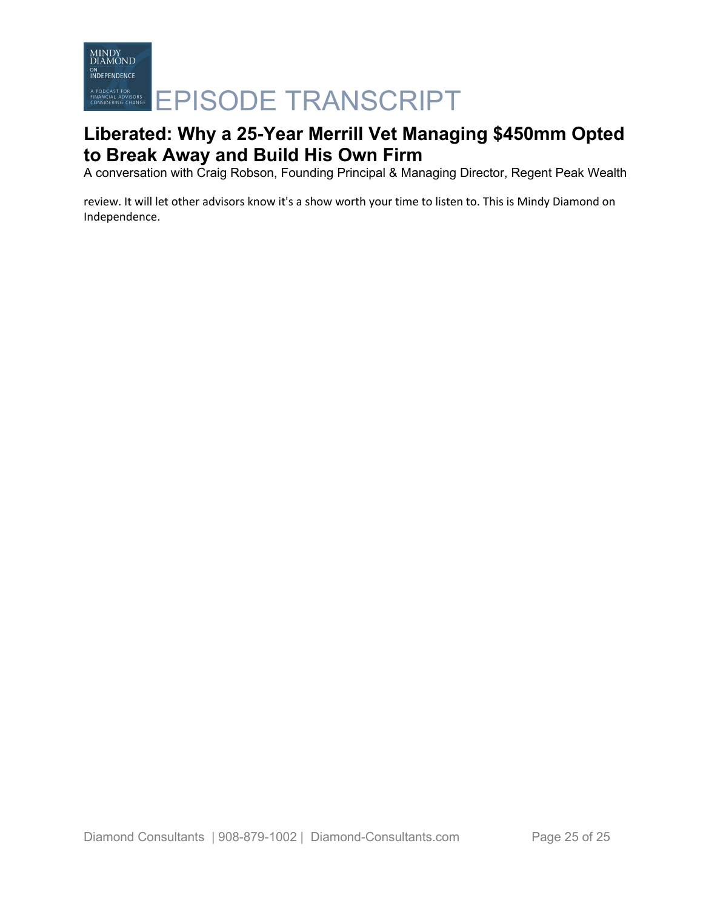review. It will let other advisors know it's a show worth your time to listen to. This is Mindy Diamond on Independence.